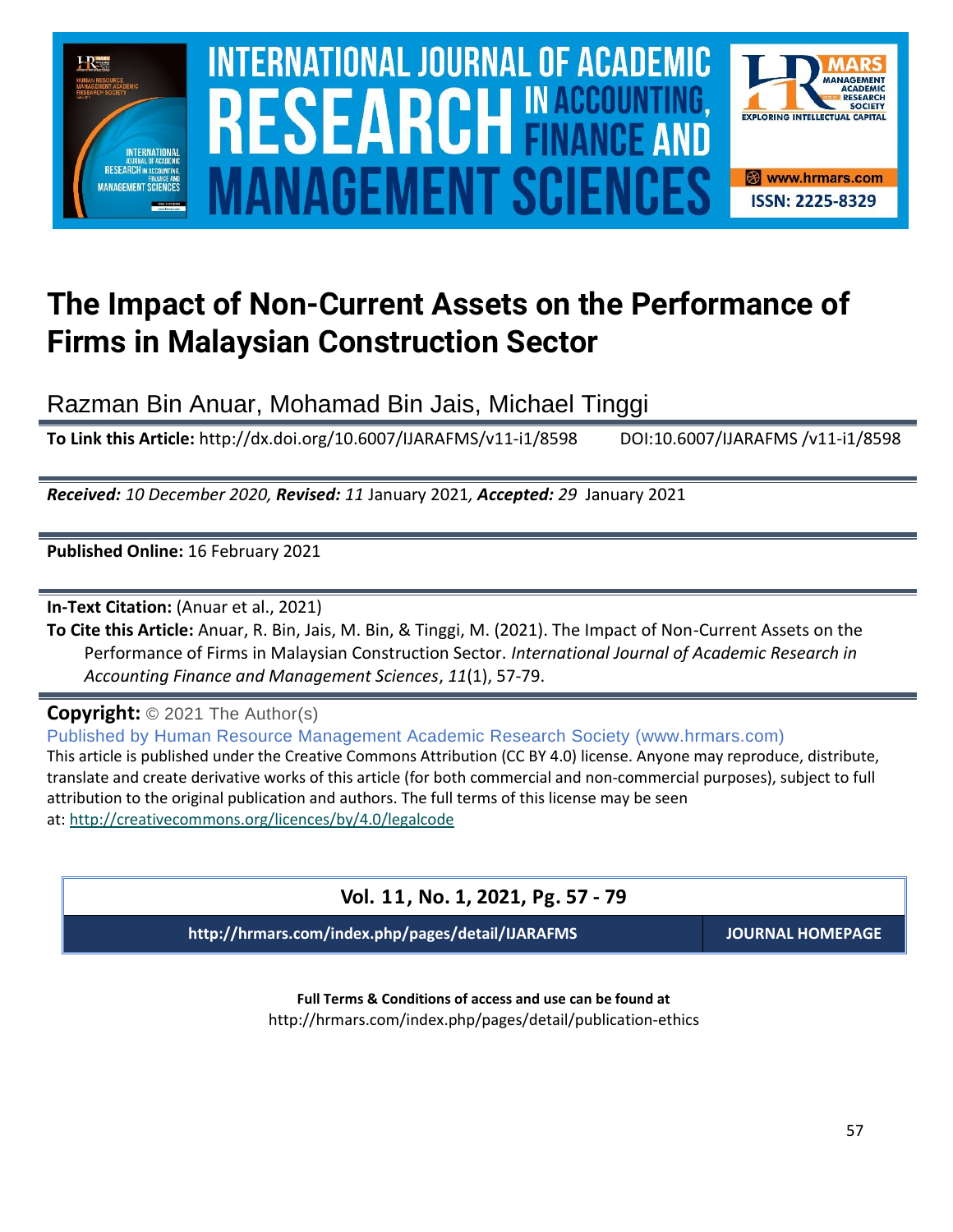# The Impact of Non-Current Assets on the Performance of Firms in Malaysian Construction Sector

Razman Bin Anuar, Mohamad Bin Jais, Michael Tinggi

**To Link this Article:** http://dx.doi.org/10.6007/IJARAFMS/v11-i1/8598 DOI:10.6007/IJARAFMS /v11-i1/8598

***Received:** 10 December 2020, **Revised:** 11* January 2021*, **Accepted:** 29* January 2021

**Published Online:** 16 February 2021

**In-Text Citation:** (Anuar et al., 2021)

**To Cite this Article:** Anuar, R. Bin, Jais, M. Bin, & Tinggi, M. (2021). The Impact of Non-Current Assets on the Performance of Firms in Malaysian Construction Sector. *International Journal of Academic Research in Accounting Finance and Management Sciences*, *11*(1), 57-79.

**Copyright:** © 2021 The Author(s)

Published by Human Resource Management Academic Research Society (www.hrmars.com)

This article is published under the Creative Commons Attribution (CC BY 4.0) license. Anyone may reproduce, distribute, translate and create derivative works of this article (for both commercial and non-commercial purposes), subject to full attribution to the original publication and authors. The full terms of this license may be seen at: http://creativecommons.org/licences/by/4.0/legalcode

**Vol. 11, No. 1, 2021, Pg. 57 - 79**

**http://hrmars.com/index.php/pages/detail/IJARAFMS** **JOURNAL HOMEPAGE**

**Full Terms & Conditions of access and use can be found at**

http://hrmars.com/index.php/pages/detail/publication-ethics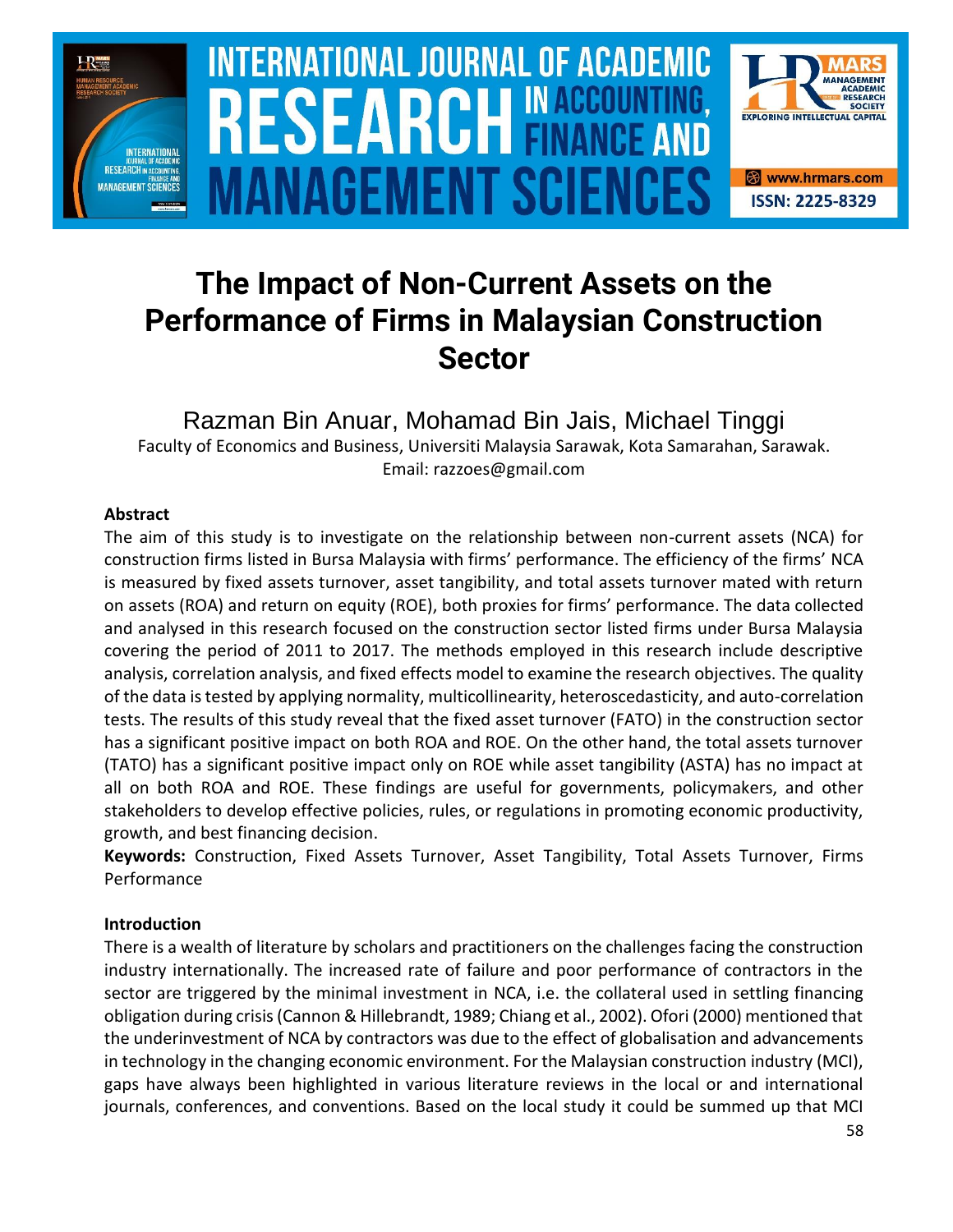# The Impact of Non-Current Assets on the Performance of Firms in Malaysian Construction Sector

Razman Bin Anuar, Mohamad Bin Jais, Michael Tinggi

Faculty of Economics and Business, Universiti Malaysia Sarawak, Kota Samarahan, Sarawak.
Email: razzoes@gmail.com

### Abstract

The aim of this study is to investigate on the relationship between non-current assets (NCA) for construction firms listed in Bursa Malaysia with firms' performance. The efficiency of the firms' NCA is measured by fixed assets turnover, asset tangibility, and total assets turnover mated with return on assets (ROA) and return on equity (ROE), both proxies for firms' performance. The data collected and analysed in this research focused on the construction sector listed firms under Bursa Malaysia covering the period of 2011 to 2017. The methods employed in this research include descriptive analysis, correlation analysis, and fixed effects model to examine the research objectives. The quality of the data is tested by applying normality, multicollinearity, heteroscedasticity, and auto-correlation tests. The results of this study reveal that the fixed asset turnover (FATO) in the construction sector has a significant positive impact on both ROA and ROE. On the other hand, the total assets turnover (TATO) has a significant positive impact only on ROE while asset tangibility (ASTA) has no impact at all on both ROA and ROE. These findings are useful for governments, policymakers, and other stakeholders to develop effective policies, rules, or regulations in promoting economic productivity, growth, and best financing decision.

**Keywords:** Construction, Fixed Assets Turnover, Asset Tangibility, Total Assets Turnover, Firms Performance

### Introduction

There is a wealth of literature by scholars and practitioners on the challenges facing the construction industry internationally. The increased rate of failure and poor performance of contractors in the sector are triggered by the minimal investment in NCA, i.e. the collateral used in settling financing obligation during crisis (Cannon & Hillebrandt, 1989; Chiang et al., 2002). Ofori (2000) mentioned that the underinvestment of NCA by contractors was due to the effect of globalisation and advancements in technology in the changing economic environment. For the Malaysian construction industry (MCI), gaps have always been highlighted in various literature reviews in the local or and international journals, conferences, and conventions. Based on the local study it could be summed up that MCI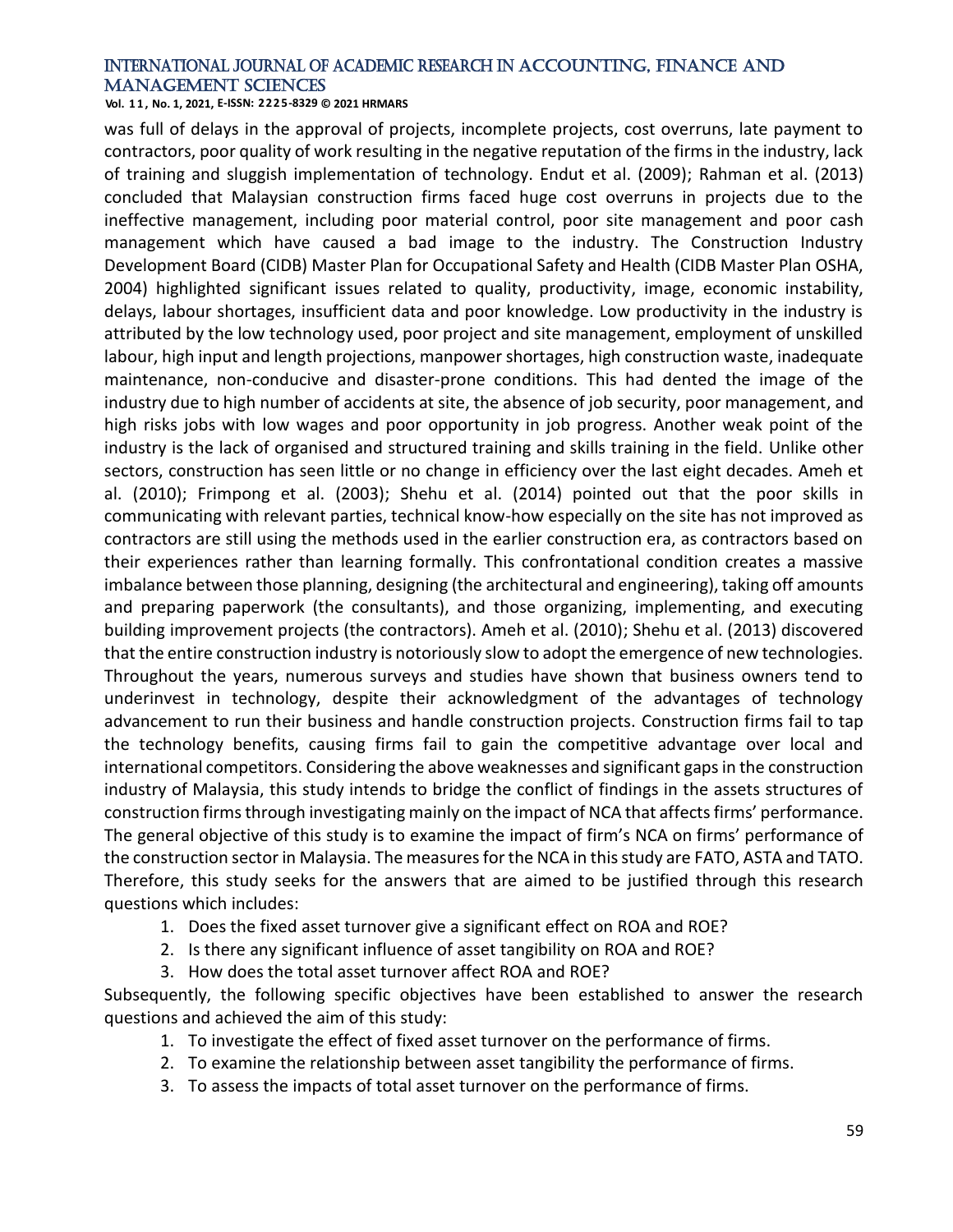was full of delays in the approval of projects, incomplete projects, cost overruns, late payment to contractors, poor quality of work resulting in the negative reputation of the firms in the industry, lack of training and sluggish implementation of technology. Endut et al. (2009); Rahman et al. (2013) concluded that Malaysian construction firms faced huge cost overruns in projects due to the ineffective management, including poor material control, poor site management and poor cash management which have caused a bad image to the industry. The Construction Industry Development Board (CIDB) Master Plan for Occupational Safety and Health (CIDB Master Plan OSHA, 2004) highlighted significant issues related to quality, productivity, image, economic instability, delays, labour shortages, insufficient data and poor knowledge. Low productivity in the industry is attributed by the low technology used, poor project and site management, employment of unskilled labour, high input and length projections, manpower shortages, high construction waste, inadequate maintenance, non-conducive and disaster-prone conditions. This had dented the image of the industry due to high number of accidents at site, the absence of job security, poor management, and high risks jobs with low wages and poor opportunity in job progress. Another weak point of the industry is the lack of organised and structured training and skills training in the field. Unlike other sectors, construction has seen little or no change in efficiency over the last eight decades. Ameh et al. (2010); Frimpong et al. (2003); Shehu et al. (2014) pointed out that the poor skills in communicating with relevant parties, technical know-how especially on the site has not improved as contractors are still using the methods used in the earlier construction era, as contractors based on their experiences rather than learning formally. This confrontational condition creates a massive imbalance between those planning, designing (the architectural and engineering), taking off amounts and preparing paperwork (the consultants), and those organizing, implementing, and executing building improvement projects (the contractors). Ameh et al. (2010); Shehu et al. (2013) discovered that the entire construction industry is notoriously slow to adopt the emergence of new technologies. Throughout the years, numerous surveys and studies have shown that business owners tend to underinvest in technology, despite their acknowledgment of the advantages of technology advancement to run their business and handle construction projects. Construction firms fail to tap the technology benefits, causing firms fail to gain the competitive advantage over local and international competitors. Considering the above weaknesses and significant gaps in the construction industry of Malaysia, this study intends to bridge the conflict of findings in the assets structures of construction firms through investigating mainly on the impact of NCA that affects firms' performance. The general objective of this study is to examine the impact of firm's NCA on firms' performance of the construction sector in Malaysia. The measures for the NCA in this study are FATO, ASTA and TATO. Therefore, this study seeks for the answers that are aimed to be justified through this research questions which includes:

1. Does the fixed asset turnover give a significant effect on ROA and ROE?
2. Is there any significant influence of asset tangibility on ROA and ROE?
3. How does the total asset turnover affect ROA and ROE?

Subsequently, the following specific objectives have been established to answer the research questions and achieved the aim of this study:

1. To investigate the effect of fixed asset turnover on the performance of firms.
2. To examine the relationship between asset tangibility the performance of firms.
3. To assess the impacts of total asset turnover on the performance of firms.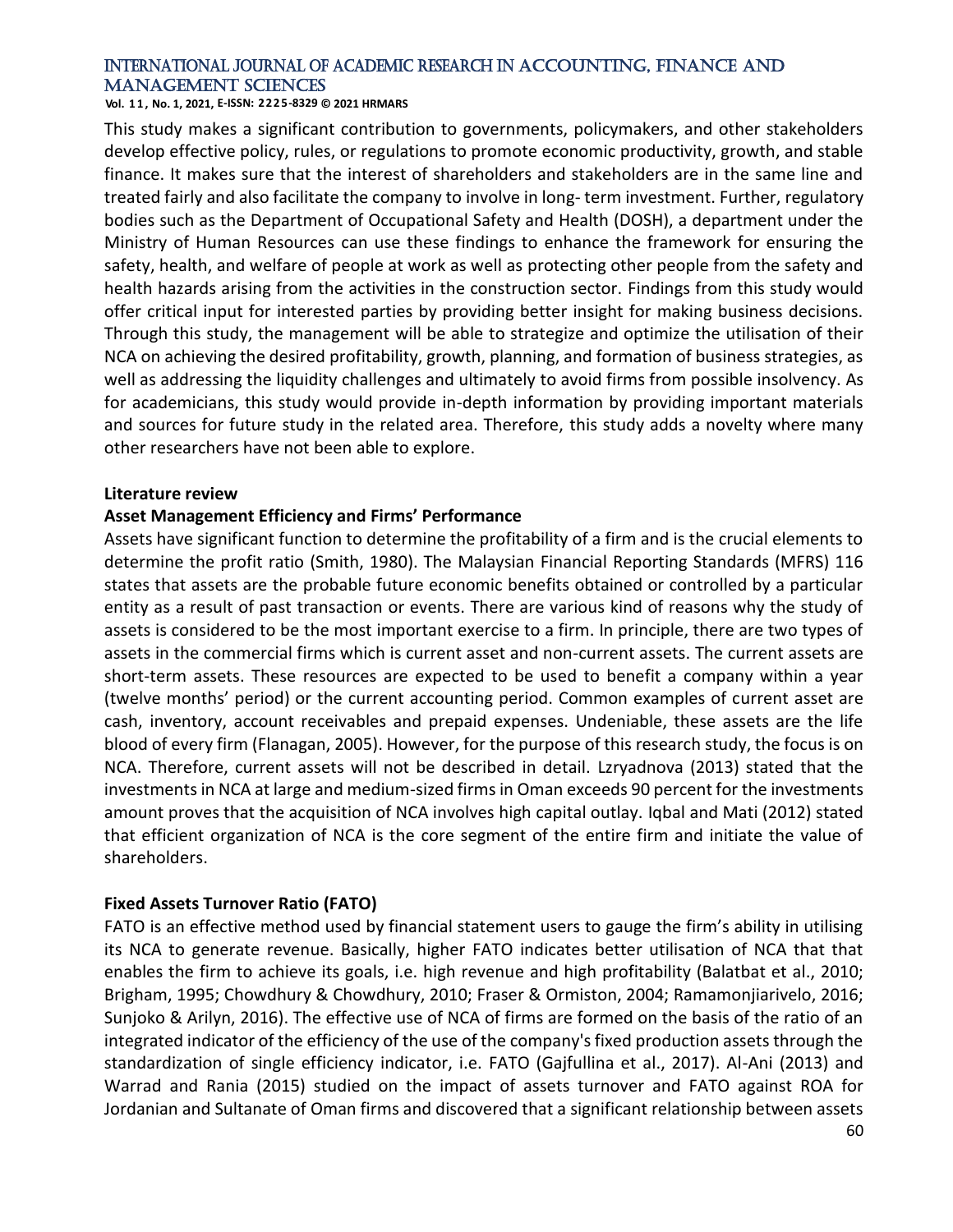This study makes a significant contribution to governments, policymakers, and other stakeholders develop effective policy, rules, or regulations to promote economic productivity, growth, and stable finance. It makes sure that the interest of shareholders and stakeholders are in the same line and treated fairly and also facilitate the company to involve in long- term investment. Further, regulatory bodies such as the Department of Occupational Safety and Health (DOSH), a department under the Ministry of Human Resources can use these findings to enhance the framework for ensuring the safety, health, and welfare of people at work as well as protecting other people from the safety and health hazards arising from the activities in the construction sector. Findings from this study would offer critical input for interested parties by providing better insight for making business decisions. Through this study, the management will be able to strategize and optimize the utilisation of their NCA on achieving the desired profitability, growth, planning, and formation of business strategies, as well as addressing the liquidity challenges and ultimately to avoid firms from possible insolvency. As for academicians, this study would provide in-depth information by providing important materials and sources for future study in the related area. Therefore, this study adds a novelty where many other researchers have not been able to explore.

## Literature review

### Asset Management Efficiency and Firms' Performance

Assets have significant function to determine the profitability of a firm and is the crucial elements to determine the profit ratio (Smith, 1980). The Malaysian Financial Reporting Standards (MFRS) 116 states that assets are the probable future economic benefits obtained or controlled by a particular entity as a result of past transaction or events. There are various kind of reasons why the study of assets is considered to be the most important exercise to a firm. In principle, there are two types of assets in the commercial firms which is current asset and non-current assets. The current assets are short-term assets. These resources are expected to be used to benefit a company within a year (twelve months' period) or the current accounting period. Common examples of current asset are cash, inventory, account receivables and prepaid expenses. Undeniable, these assets are the life blood of every firm (Flanagan, 2005). However, for the purpose of this research study, the focus is on NCA. Therefore, current assets will not be described in detail. Lzryadnova (2013) stated that the investments in NCA at large and medium-sized firms in Oman exceeds 90 percent for the investments amount proves that the acquisition of NCA involves high capital outlay. Iqbal and Mati (2012) stated that efficient organization of NCA is the core segment of the entire firm and initiate the value of shareholders.

### Fixed Assets Turnover Ratio (FATO)

FATO is an effective method used by financial statement users to gauge the firm's ability in utilising its NCA to generate revenue. Basically, higher FATO indicates better utilisation of NCA that that enables the firm to achieve its goals, i.e. high revenue and high profitability (Balatbat et al., 2010; Brigham, 1995; Chowdhury & Chowdhury, 2010; Fraser & Ormiston, 2004; Ramamonjiarivelo, 2016; Sunjoko & Arilyn, 2016). The effective use of NCA of firms are formed on the basis of the ratio of an integrated indicator of the efficiency of the use of the company's fixed production assets through the standardization of single efficiency indicator, i.e. FATO (Gajfullina et al., 2017). Al-Ani (2013) and Warrad and Rania (2015) studied on the impact of assets turnover and FATO against ROA for Jordanian and Sultanate of Oman firms and discovered that a significant relationship between assets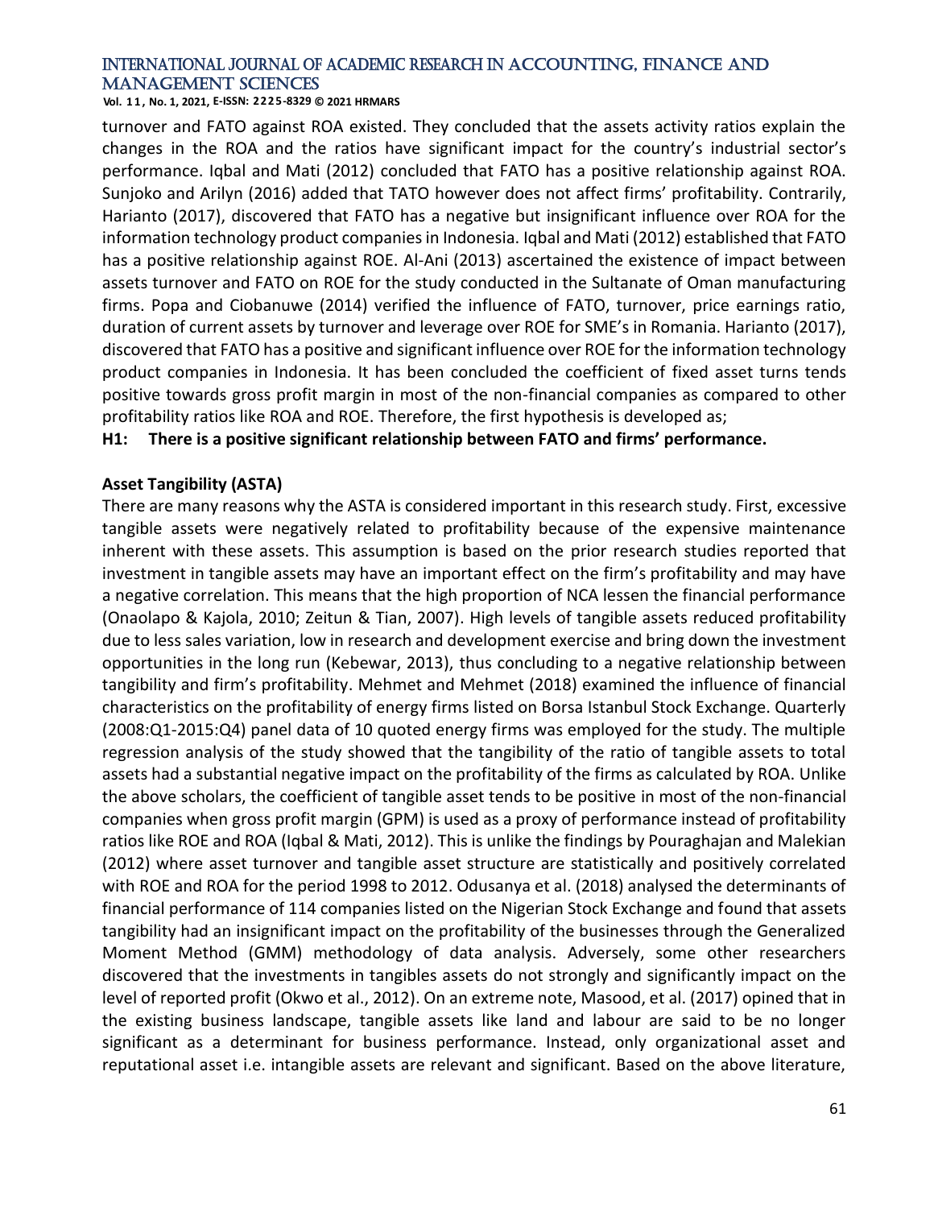turnover and FATO against ROA existed. They concluded that the assets activity ratios explain the changes in the ROA and the ratios have significant impact for the country's industrial sector's performance. Iqbal and Mati (2012) concluded that FATO has a positive relationship against ROA. Sunjoko and Arilyn (2016) added that TATO however does not affect firms' profitability. Contrarily, Harianto (2017), discovered that FATO has a negative but insignificant influence over ROA for the information technology product companies in Indonesia. Iqbal and Mati (2012) established that FATO has a positive relationship against ROE. Al-Ani (2013) ascertained the existence of impact between assets turnover and FATO on ROE for the study conducted in the Sultanate of Oman manufacturing firms. Popa and Ciobanuwe (2014) verified the influence of FATO, turnover, price earnings ratio, duration of current assets by turnover and leverage over ROE for SME's in Romania. Harianto (2017), discovered that FATO has a positive and significant influence over ROE for the information technology product companies in Indonesia. It has been concluded the coefficient of fixed asset turns tends positive towards gross profit margin in most of the non-financial companies as compared to other profitability ratios like ROA and ROE. Therefore, the first hypothesis is developed as;

**H1: There is a positive significant relationship between FATO and firms' performance.**

### Asset Tangibility (ASTA)

There are many reasons why the ASTA is considered important in this research study. First, excessive tangible assets were negatively related to profitability because of the expensive maintenance inherent with these assets. This assumption is based on the prior research studies reported that investment in tangible assets may have an important effect on the firm's profitability and may have a negative correlation. This means that the high proportion of NCA lessen the financial performance (Onaolapo & Kajola, 2010; Zeitun & Tian, 2007). High levels of tangible assets reduced profitability due to less sales variation, low in research and development exercise and bring down the investment opportunities in the long run (Kebewar, 2013), thus concluding to a negative relationship between tangibility and firm's profitability. Mehmet and Mehmet (2018) examined the influence of financial characteristics on the profitability of energy firms listed on Borsa Istanbul Stock Exchange. Quarterly (2008:Q1-2015:Q4) panel data of 10 quoted energy firms was employed for the study. The multiple regression analysis of the study showed that the tangibility of the ratio of tangible assets to total assets had a substantial negative impact on the profitability of the firms as calculated by ROA. Unlike the above scholars, the coefficient of tangible asset tends to be positive in most of the non-financial companies when gross profit margin (GPM) is used as a proxy of performance instead of profitability ratios like ROE and ROA (Iqbal & Mati, 2012). This is unlike the findings by Pouraghajan and Malekian (2012) where asset turnover and tangible asset structure are statistically and positively correlated with ROE and ROA for the period 1998 to 2012. Odusanya et al. (2018) analysed the determinants of financial performance of 114 companies listed on the Nigerian Stock Exchange and found that assets tangibility had an insignificant impact on the profitability of the businesses through the Generalized Moment Method (GMM) methodology of data analysis. Adversely, some other researchers discovered that the investments in tangibles assets do not strongly and significantly impact on the level of reported profit (Okwo et al., 2012). On an extreme note, Masood, et al. (2017) opined that in the existing business landscape, tangible assets like land and labour are said to be no longer significant as a determinant for business performance. Instead, only organizational asset and reputational asset i.e. intangible assets are relevant and significant. Based on the above literature,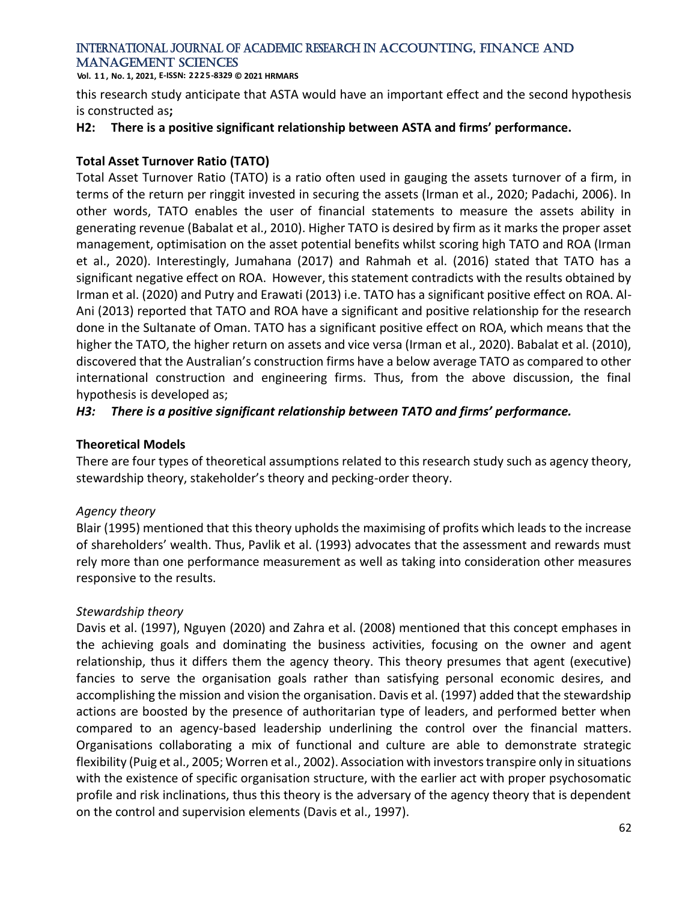this research study anticipate that ASTA would have an important effect and the second hypothesis is constructed as**;**

**H2: There is a positive significant relationship between ASTA and firms' performance.**

### Total Asset Turnover Ratio (TATO)

Total Asset Turnover Ratio (TATO) is a ratio often used in gauging the assets turnover of a firm, in terms of the return per ringgit invested in securing the assets (Irman et al., 2020; Padachi, 2006). In other words, TATO enables the user of financial statements to measure the assets ability in generating revenue (Babalat et al., 2010). Higher TATO is desired by firm as it marks the proper asset management, optimisation on the asset potential benefits whilst scoring high TATO and ROA (Irman et al., 2020). Interestingly, Jumahana (2017) and Rahmah et al. (2016) stated that TATO has a significant negative effect on ROA. However, this statement contradicts with the results obtained by Irman et al. (2020) and Putry and Erawati (2013) i.e. TATO has a significant positive effect on ROA. Al-Ani (2013) reported that TATO and ROA have a significant and positive relationship for the research done in the Sultanate of Oman. TATO has a significant positive effect on ROA, which means that the higher the TATO, the higher return on assets and vice versa (Irman et al., 2020). Babalat et al. (2010), discovered that the Australian's construction firms have a below average TATO as compared to other international construction and engineering firms. Thus, from the above discussion, the final hypothesis is developed as;

***H3: There is a positive significant relationship between TATO and firms' performance.***

### Theoretical Models

There are four types of theoretical assumptions related to this research study such as agency theory, stewardship theory, stakeholder's theory and pecking-order theory.

#### *Agency theory*

Blair (1995) mentioned that this theory upholds the maximising of profits which leads to the increase of shareholders' wealth. Thus, Pavlik et al. (1993) advocates that the assessment and rewards must rely more than one performance measurement as well as taking into consideration other measures responsive to the results.

#### *Stewardship theory*

Davis et al. (1997), Nguyen (2020) and Zahra et al. (2008) mentioned that this concept emphases in the achieving goals and dominating the business activities, focusing on the owner and agent relationship, thus it differs them the agency theory. This theory presumes that agent (executive) fancies to serve the organisation goals rather than satisfying personal economic desires, and accomplishing the mission and vision the organisation. Davis et al. (1997) added that the stewardship actions are boosted by the presence of authoritarian type of leaders, and performed better when compared to an agency-based leadership underlining the control over the financial matters. Organisations collaborating a mix of functional and culture are able to demonstrate strategic flexibility (Puig et al., 2005; Worren et al., 2002). Association with investors transpire only in situations with the existence of specific organisation structure, with the earlier act with proper psychosomatic profile and risk inclinations, thus this theory is the adversary of the agency theory that is dependent on the control and supervision elements (Davis et al., 1997).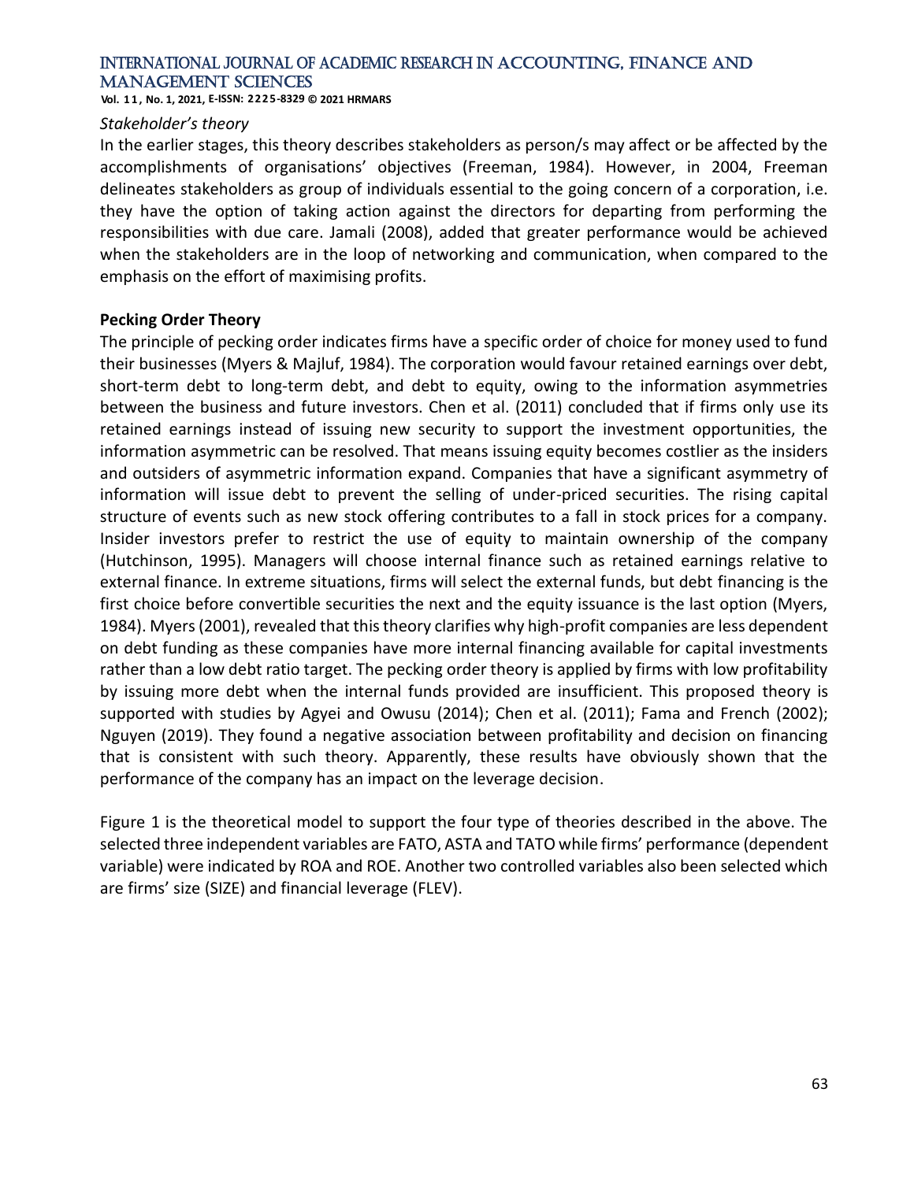*Stakeholder's theory*

In the earlier stages, this theory describes stakeholders as person/s may affect or be affected by the accomplishments of organisations' objectives (Freeman, 1984). However, in 2004, Freeman delineates stakeholders as group of individuals essential to the going concern of a corporation, i.e. they have the option of taking action against the directors for departing from performing the responsibilities with due care. Jamali (2008), added that greater performance would be achieved when the stakeholders are in the loop of networking and communication, when compared to the emphasis on the effort of maximising profits.

**Pecking Order Theory**

The principle of pecking order indicates firms have a specific order of choice for money used to fund their businesses (Myers & Majluf, 1984). The corporation would favour retained earnings over debt, short-term debt to long-term debt, and debt to equity, owing to the information asymmetries between the business and future investors. Chen et al. (2011) concluded that if firms only use its retained earnings instead of issuing new security to support the investment opportunities, the information asymmetric can be resolved. That means issuing equity becomes costlier as the insiders and outsiders of asymmetric information expand. Companies that have a significant asymmetry of information will issue debt to prevent the selling of under-priced securities. The rising capital structure of events such as new stock offering contributes to a fall in stock prices for a company. Insider investors prefer to restrict the use of equity to maintain ownership of the company (Hutchinson, 1995). Managers will choose internal finance such as retained earnings relative to external finance. In extreme situations, firms will select the external funds, but debt financing is the first choice before convertible securities the next and the equity issuance is the last option (Myers, 1984). Myers (2001), revealed that this theory clarifies why high-profit companies are less dependent on debt funding as these companies have more internal financing available for capital investments rather than a low debt ratio target. The pecking order theory is applied by firms with low profitability by issuing more debt when the internal funds provided are insufficient. This proposed theory is supported with studies by Agyei and Owusu (2014); Chen et al. (2011); Fama and French (2002); Nguyen (2019). They found a negative association between profitability and decision on financing that is consistent with such theory. Apparently, these results have obviously shown that the performance of the company has an impact on the leverage decision.

Figure 1 is the theoretical model to support the four type of theories described in the above. The selected three independent variables are FATO, ASTA and TATO while firms' performance (dependent variable) were indicated by ROA and ROE. Another two controlled variables also been selected which are firms' size (SIZE) and financial leverage (FLEV).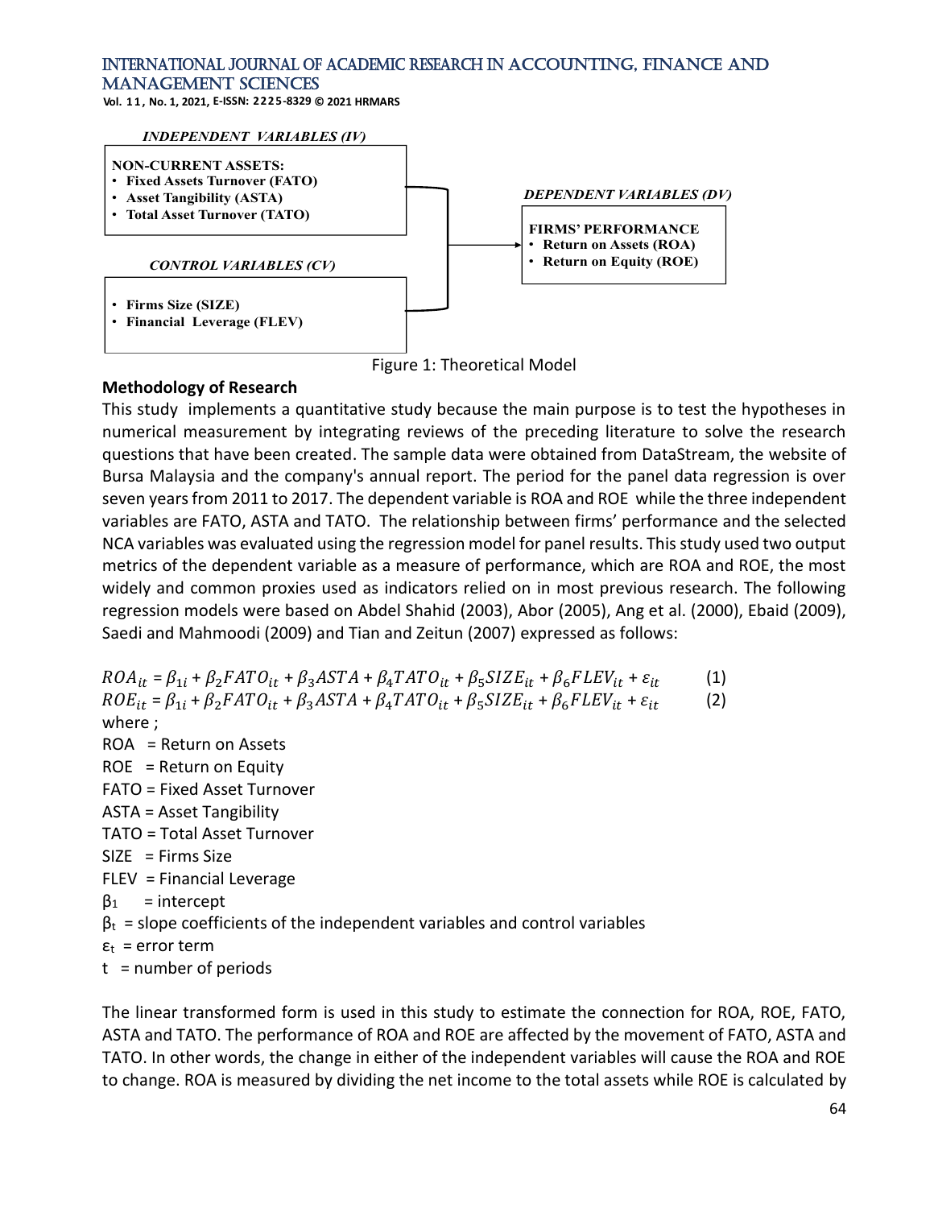*INDEPENDENT VARIABLES (IV)*

**NON-CURRENT ASSETS:**
- **Fixed Assets Turnover (FATO)**
- **Asset Tangibility (ASTA)**
- **Total Asset Turnover (TATO)**

*CONTROL VARIABLES (CV)*

- **Firms Size (SIZE)**
- **Financial Leverage (FLEV)**

*DEPENDENT VARIABLES (DV)*

**FIRMS' PERFORMANCE**
- **Return on Assets (ROA)**
- **Return on Equity (ROE)**

Figure 1: Theoretical Model

**Methodology of Research**

This study implements a quantitative study because the main purpose is to test the hypotheses in numerical measurement by integrating reviews of the preceding literature to solve the research questions that have been created. The sample data were obtained from DataStream, the website of Bursa Malaysia and the company's annual report. The period for the panel data regression is over seven years from 2011 to 2017. The dependent variable is ROA and ROE while the three independent variables are FATO, ASTA and TATO. The relationship between firms' performance and the selected NCA variables was evaluated using the regression model for panel results. This study used two output metrics of the dependent variable as a measure of performance, which are ROA and ROE, the most widely and common proxies used as indicators relied on in most previous research. The following regression models were based on Abdel Shahid (2003), Abor (2005), Ang et al. (2000), Ebaid (2009), Saedi and Mahmoodi (2009) and Tian and Zeitun (2007) expressed as follows:

$$ROA_{it} = \beta_{1i} + \beta_2 FATO_{it} + \beta_3 ASTA + \beta_4 TATO_{it} + \beta_5 SIZE_{it} + \beta_6 FLEV_{it} + \varepsilon_{it} \quad (1)$$

$$ROE_{it} = \beta_{1i} + \beta_2 FATO_{it} + \beta_3 ASTA + \beta_4 TATO_{it} + \beta_5 SIZE_{it} + \beta_6 FLEV_{it} + \varepsilon_{it} \quad (2)$$

where ;

ROA = Return on Assets

ROE = Return on Equity

FATO = Fixed Asset Turnover

ASTA = Asset Tangibility

TATO = Total Asset Turnover

SIZE = Firms Size

FLEV = Financial Leverage

$\beta_1$ = intercept

$\beta_t$ = slope coefficients of the independent variables and control variables

$\varepsilon_t$ = error term

t = number of periods

The linear transformed form is used in this study to estimate the connection for ROA, ROE, FATO, ASTA and TATO. The performance of ROA and ROE are affected by the movement of FATO, ASTA and TATO. In other words, the change in either of the independent variables will cause the ROA and ROE to change. ROA is measured by dividing the net income to the total assets while ROE is calculated by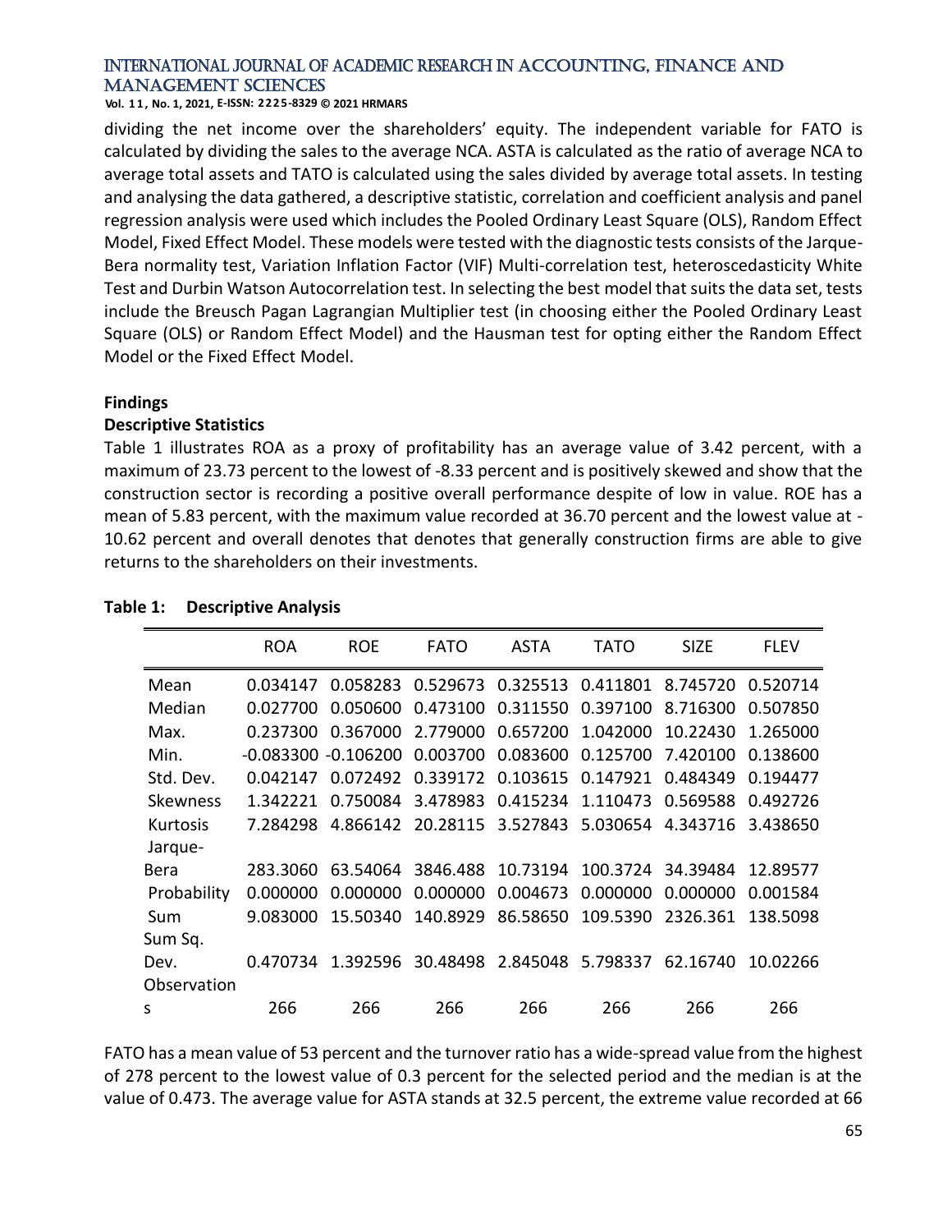dividing the net income over the shareholders' equity. The independent variable for FATO is calculated by dividing the sales to the average NCA. ASTA is calculated as the ratio of average NCA to average total assets and TATO is calculated using the sales divided by average total assets. In testing and analysing the data gathered, a descriptive statistic, correlation and coefficient analysis and panel regression analysis were used which includes the Pooled Ordinary Least Square (OLS), Random Effect Model, Fixed Effect Model. These models were tested with the diagnostic tests consists of the Jarque-Bera normality test, Variation Inflation Factor (VIF) Multi-correlation test, heteroscedasticity White Test and Durbin Watson Autocorrelation test. In selecting the best model that suits the data set, tests include the Breusch Pagan Lagrangian Multiplier test (in choosing either the Pooled Ordinary Least Square (OLS) or Random Effect Model) and the Hausman test for opting either the Random Effect Model or the Fixed Effect Model.

## Findings

### Descriptive Statistics

Table 1 illustrates ROA as a proxy of profitability has an average value of 3.42 percent, with a maximum of 23.73 percent to the lowest of -8.33 percent and is positively skewed and show that the construction sector is recording a positive overall performance despite of low in value. ROE has a mean of 5.83 percent, with the maximum value recorded at 36.70 percent and the lowest value at -10.62 percent and overall denotes that denotes that generally construction firms are able to give returns to the shareholders on their investments.

**Table 1: Descriptive Analysis**

| | ROA | ROE | FATO | ASTA | TATO | SIZE | FLEV |
|---|---|---|---|---|---|---|---|
| Mean | 0.034147 | 0.058283 | 0.529673 | 0.325513 | 0.411801 | 8.745720 | 0.520714 |
| Median | 0.027700 | 0.050600 | 0.473100 | 0.311550 | 0.397100 | 8.716300 | 0.507850 |
| Max. | 0.237300 | 0.367000 | 2.779000 | 0.657200 | 1.042000 | 10.22430 | 1.265000 |
| Min. | -0.083300 | -0.106200 | 0.003700 | 0.083600 | 0.125700 | 7.420100 | 0.138600 |
| Std. Dev. | 0.042147 | 0.072492 | 0.339172 | 0.103615 | 0.147921 | 0.484349 | 0.194477 |
| Skewness | 1.342221 | 0.750084 | 3.478983 | 0.415234 | 1.110473 | 0.569588 | 0.492726 |
| Kurtosis | 7.284298 | 4.866142 | 20.28115 | 3.527843 | 5.030654 | 4.343716 | 3.438650 |
| Jarque-Bera | 283.3060 | 63.54064 | 3846.488 | 10.73194 | 100.3724 | 34.39484 | 12.89577 |
| Probability | 0.000000 | 0.000000 | 0.000000 | 0.004673 | 0.000000 | 0.000000 | 0.001584 |
| Sum | 9.083000 | 15.50340 | 140.8929 | 86.58650 | 109.5390 | 2326.361 | 138.5098 |
| Sum Sq. Dev. | 0.470734 | 1.392596 | 30.48498 | 2.845048 | 5.798337 | 62.16740 | 10.02266 |
| Observations | 266 | 266 | 266 | 266 | 266 | 266 | 266 |

FATO has a mean value of 53 percent and the turnover ratio has a wide-spread value from the highest of 278 percent to the lowest value of 0.3 percent for the selected period and the median is at the value of 0.473. The average value for ASTA stands at 32.5 percent, the extreme value recorded at 66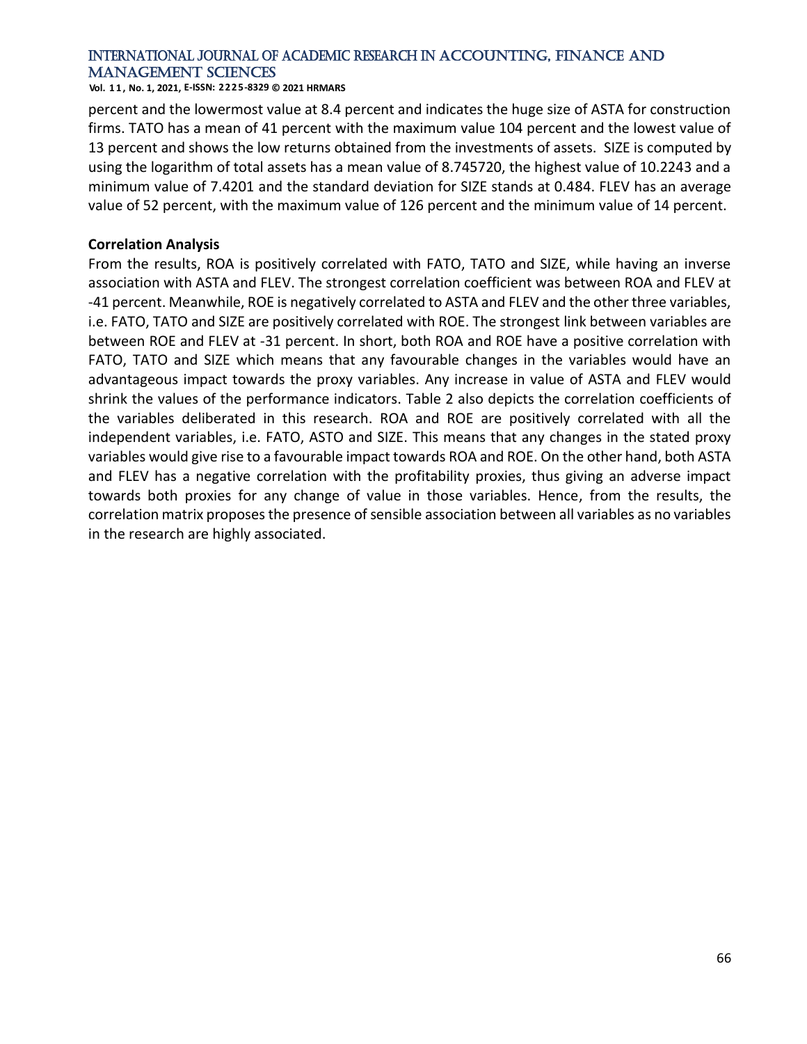percent and the lowermost value at 8.4 percent and indicates the huge size of ASTA for construction firms. TATO has a mean of 41 percent with the maximum value 104 percent and the lowest value of 13 percent and shows the low returns obtained from the investments of assets. SIZE is computed by using the logarithm of total assets has a mean value of 8.745720, the highest value of 10.2243 and a minimum value of 7.4201 and the standard deviation for SIZE stands at 0.484. FLEV has an average value of 52 percent, with the maximum value of 126 percent and the minimum value of 14 percent.

**Correlation Analysis**

From the results, ROA is positively correlated with FATO, TATO and SIZE, while having an inverse association with ASTA and FLEV. The strongest correlation coefficient was between ROA and FLEV at -41 percent. Meanwhile, ROE is negatively correlated to ASTA and FLEV and the other three variables, i.e. FATO, TATO and SIZE are positively correlated with ROE. The strongest link between variables are between ROE and FLEV at -31 percent. In short, both ROA and ROE have a positive correlation with FATO, TATO and SIZE which means that any favourable changes in the variables would have an advantageous impact towards the proxy variables. Any increase in value of ASTA and FLEV would shrink the values of the performance indicators. Table 2 also depicts the correlation coefficients of the variables deliberated in this research. ROA and ROE are positively correlated with all the independent variables, i.e. FATO, ASTO and SIZE. This means that any changes in the stated proxy variables would give rise to a favourable impact towards ROA and ROE. On the other hand, both ASTA and FLEV has a negative correlation with the profitability proxies, thus giving an adverse impact towards both proxies for any change of value in those variables. Hence, from the results, the correlation matrix proposes the presence of sensible association between all variables as no variables in the research are highly associated.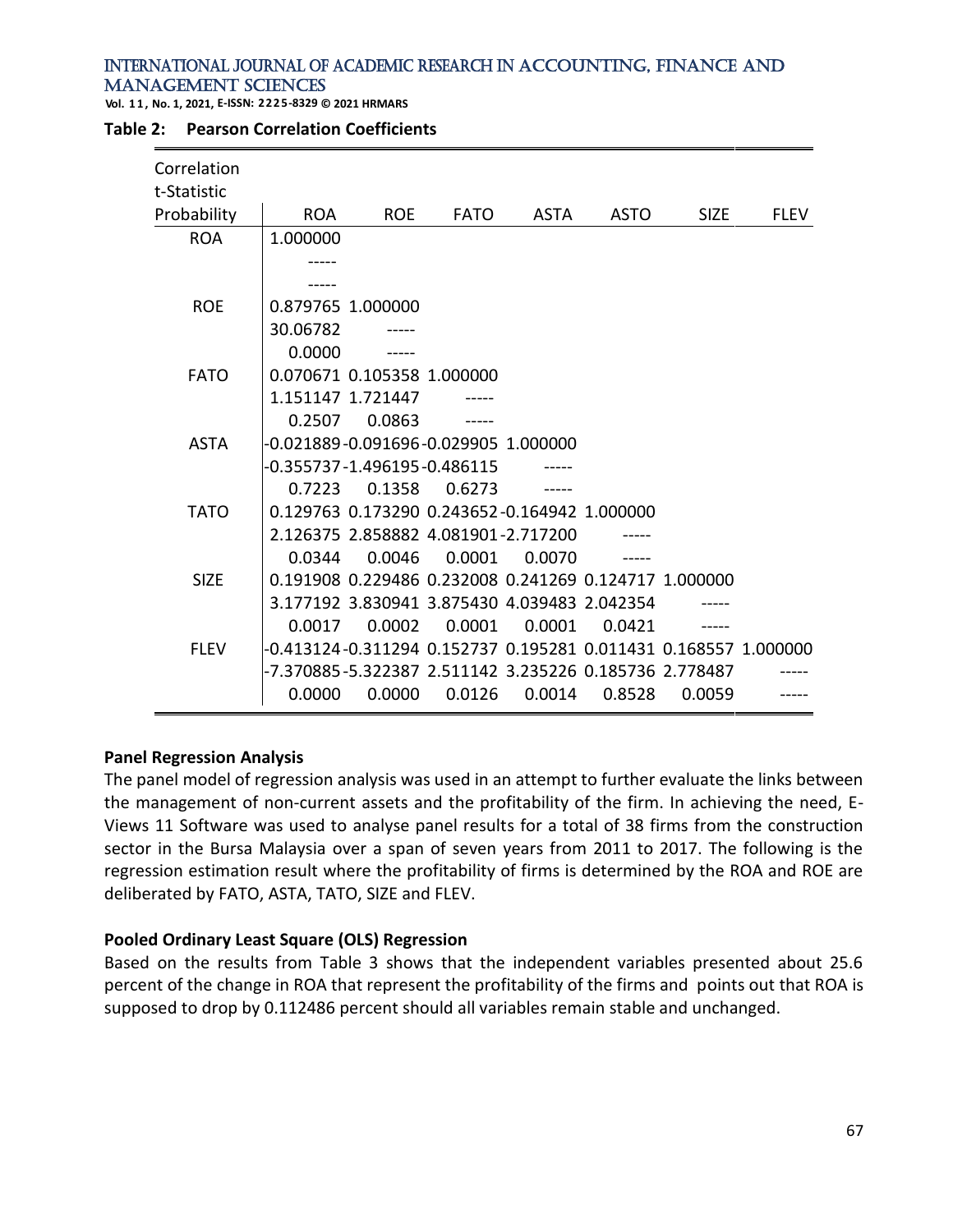**Table 2: Pearson Correlation Coefficients**

| Correlation<br>t-Statistic<br>Probability | ROA | ROE | FATO | ASTA | ASTO | SIZE | FLEV |
|---|---|---|---|---|---|---|---|
| ROA | 1.000000 | | | | | | |
| | ----- | | | | | | |
| | ----- | | | | | | |
| ROE | 0.879765 | 1.000000 | | | | | |
| | 30.06782 | ----- | | | | | |
| | 0.0000 | ----- | | | | | |
| FATO | 0.070671 | 0.105358 | 1.000000 | | | | |
| | 1.151147 | 1.721447 | ----- | | | | |
| | 0.2507 | 0.0863 | ----- | | | | |
| ASTA | -0.021889 | -0.091696 | -0.029905 | 1.000000 | | | |
| | -0.355737 | -1.496195 | -0.486115 | ----- | | | |
| | 0.7223 | 0.1358 | 0.6273 | ----- | | | |
| TATO | 0.129763 | 0.173290 | 0.243652 | -0.164942 | 1.000000 | | |
| | 2.126375 | 2.858882 | 4.081901 | -2.717200 | ----- | | |
| | 0.0344 | 0.0046 | 0.0001 | 0.0070 | ----- | | |
| SIZE | 0.191908 | 0.229486 | 0.232008 | 0.241269 | 0.124717 | 1.000000 | |
| | 3.177192 | 3.830941 | 3.875430 | 4.039483 | 2.042354 | ----- | |
| | 0.0017 | 0.0002 | 0.0001 | 0.0001 | 0.0421 | ----- | |
| FLEV | -0.413124 | -0.311294 | 0.152737 | 0.195281 | 0.011431 | 0.168557 | 1.000000 |
| | -7.370885 | -5.322387 | 2.511142 | 3.235226 | 0.185736 | 2.778487 | ----- |
| | 0.0000 | 0.0000 | 0.0126 | 0.0014 | 0.8528 | 0.0059 | ----- |

**Panel Regression Analysis**

The panel model of regression analysis was used in an attempt to further evaluate the links between the management of non-current assets and the profitability of the firm. In achieving the need, E-Views 11 Software was used to analyse panel results for a total of 38 firms from the construction sector in the Bursa Malaysia over a span of seven years from 2011 to 2017. The following is the regression estimation result where the profitability of firms is determined by the ROA and ROE are deliberated by FATO, ASTA, TATO, SIZE and FLEV.

**Pooled Ordinary Least Square (OLS) Regression**

Based on the results from Table 3 shows that the independent variables presented about 25.6 percent of the change in ROA that represent the profitability of the firms and points out that ROA is supposed to drop by 0.112486 percent should all variables remain stable and unchanged.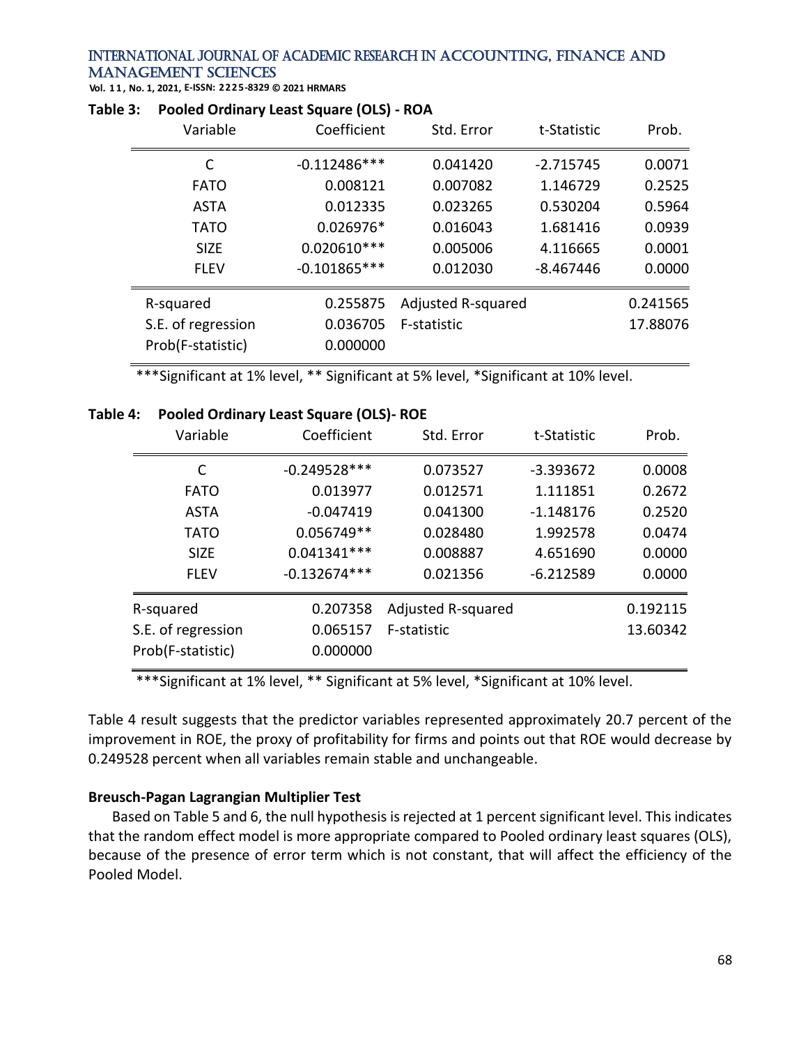**Table 3: Pooled Ordinary Least Square (OLS) - ROA**

| Variable | Coefficient | Std. Error | t-Statistic | Prob. |
|---|---|---|---|---|
| C | -0.112486*** | 0.041420 | -2.715745 | 0.0071 |
| FATO | 0.008121 | 0.007082 | 1.146729 | 0.2525 |
| ASTA | 0.012335 | 0.023265 | 0.530204 | 0.5964 |
| TATO | 0.026976* | 0.016043 | 1.681416 | 0.0939 |
| SIZE | 0.020610*** | 0.005006 | 4.116665 | 0.0001 |
| FLEV | -0.101865*** | 0.012030 | -8.467446 | 0.0000 |
| R-squared | 0.255875 | Adjusted R-squared | | 0.241565 |
| S.E. of regression | 0.036705 | F-statistic | | 17.88076 |
| Prob(F-statistic) | 0.000000 | | | |

***Significant at 1% level, ** Significant at 5% level, *Significant at 10% level.

**Table 4: Pooled Ordinary Least Square (OLS)- ROE**

| Variable | Coefficient | Std. Error | t-Statistic | Prob. |
|---|---|---|---|---|
| C | -0.249528*** | 0.073527 | -3.393672 | 0.0008 |
| FATO | 0.013977 | 0.012571 | 1.111851 | 0.2672 |
| ASTA | -0.047419 | 0.041300 | -1.148176 | 0.2520 |
| TATO | 0.056749** | 0.028480 | 1.992578 | 0.0474 |
| SIZE | 0.041341*** | 0.008887 | 4.651690 | 0.0000 |
| FLEV | -0.132674*** | 0.021356 | -6.212589 | 0.0000 |
| R-squared | 0.207358 | Adjusted R-squared | | 0.192115 |
| S.E. of regression | 0.065157 | F-statistic | | 13.60342 |
| Prob(F-statistic) | 0.000000 | | | |

***Significant at 1% level, ** Significant at 5% level, *Significant at 10% level.

Table 4 result suggests that the predictor variables represented approximately 20.7 percent of the improvement in ROE, the proxy of profitability for firms and points out that ROE would decrease by 0.249528 percent when all variables remain stable and unchangeable.

**Breusch-Pagan Lagrangian Multiplier Test**

Based on Table 5 and 6, the null hypothesis is rejected at 1 percent significant level. This indicates that the random effect model is more appropriate compared to Pooled ordinary least squares (OLS), because of the presence of error term which is not constant, that will affect the efficiency of the Pooled Model.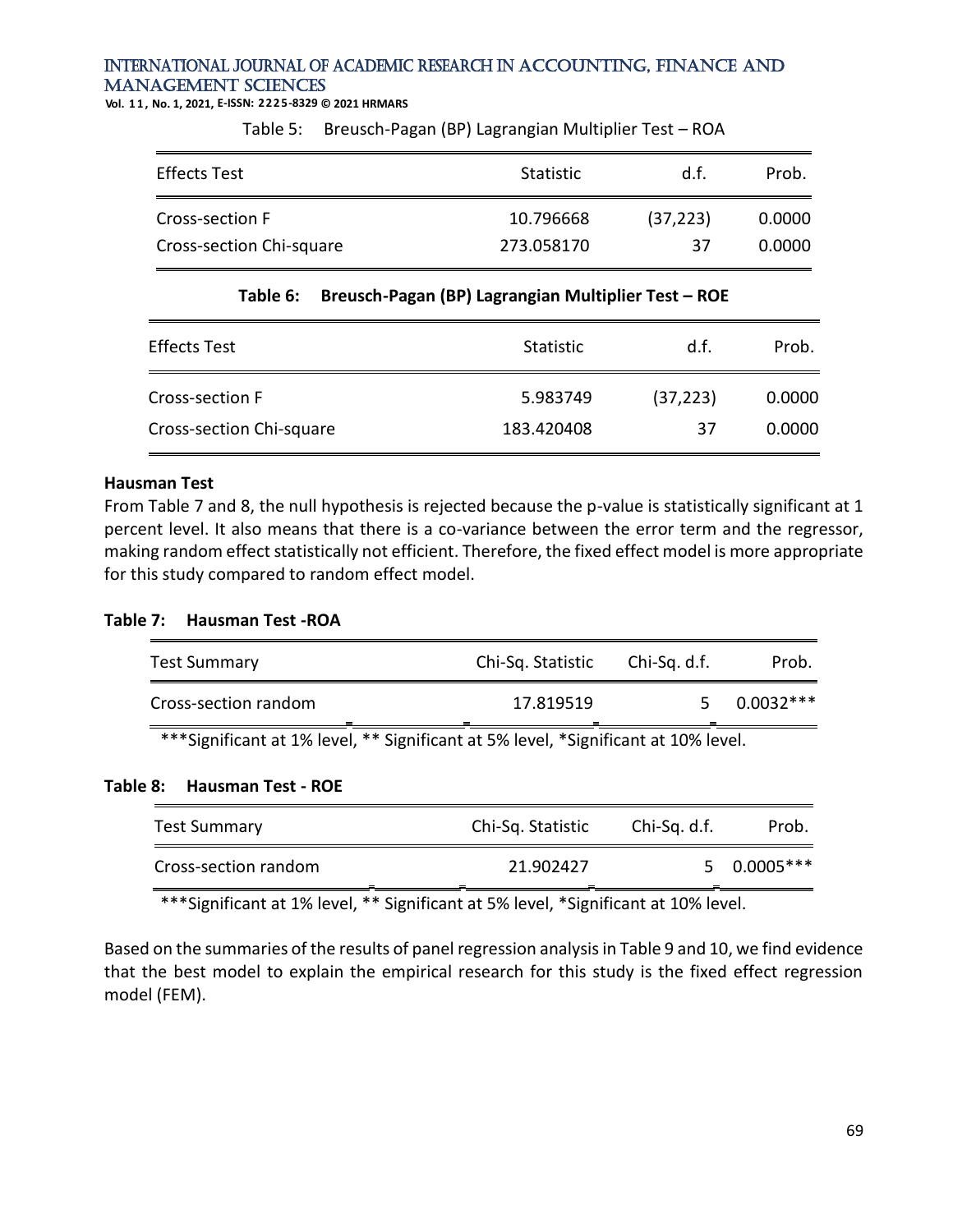Table 5: Breusch-Pagan (BP) Lagrangian Multiplier Test – ROA

| Effects Test | Statistic | d.f. | Prob. |
|---|---|---|---|
| Cross-section F | 10.796668 | (37,223) | 0.0000 |
| Cross-section Chi-square | 273.058170 | 37 | 0.0000 |

**Table 6: Breusch-Pagan (BP) Lagrangian Multiplier Test – ROE**

| Effects Test | Statistic | d.f. | Prob. |
|---|---|---|---|
| Cross-section F | 5.983749 | (37,223) | 0.0000 |
| Cross-section Chi-square | 183.420408 | 37 | 0.0000 |

**Hausman Test**

From Table 7 and 8, the null hypothesis is rejected because the p-value is statistically significant at 1 percent level. It also means that there is a co-variance between the error term and the regressor, making random effect statistically not efficient. Therefore, the fixed effect model is more appropriate for this study compared to random effect model.

**Table 7: Hausman Test -ROA**

| Test Summary | Chi-Sq. Statistic | Chi-Sq. d.f. | Prob. |
|---|---|---|---|
| Cross-section random | 17.819519 | 5 | 0.0032*** |

***Significant at 1% level, ** Significant at 5% level, *Significant at 10% level.

**Table 8: Hausman Test - ROE**

| Test Summary | Chi-Sq. Statistic | Chi-Sq. d.f. | Prob. |
|---|---|---|---|
| Cross-section random | 21.902427 | 5 | 0.0005*** |

***Significant at 1% level, ** Significant at 5% level, *Significant at 10% level.

Based on the summaries of the results of panel regression analysis in Table 9 and 10, we find evidence that the best model to explain the empirical research for this study is the fixed effect regression model (FEM).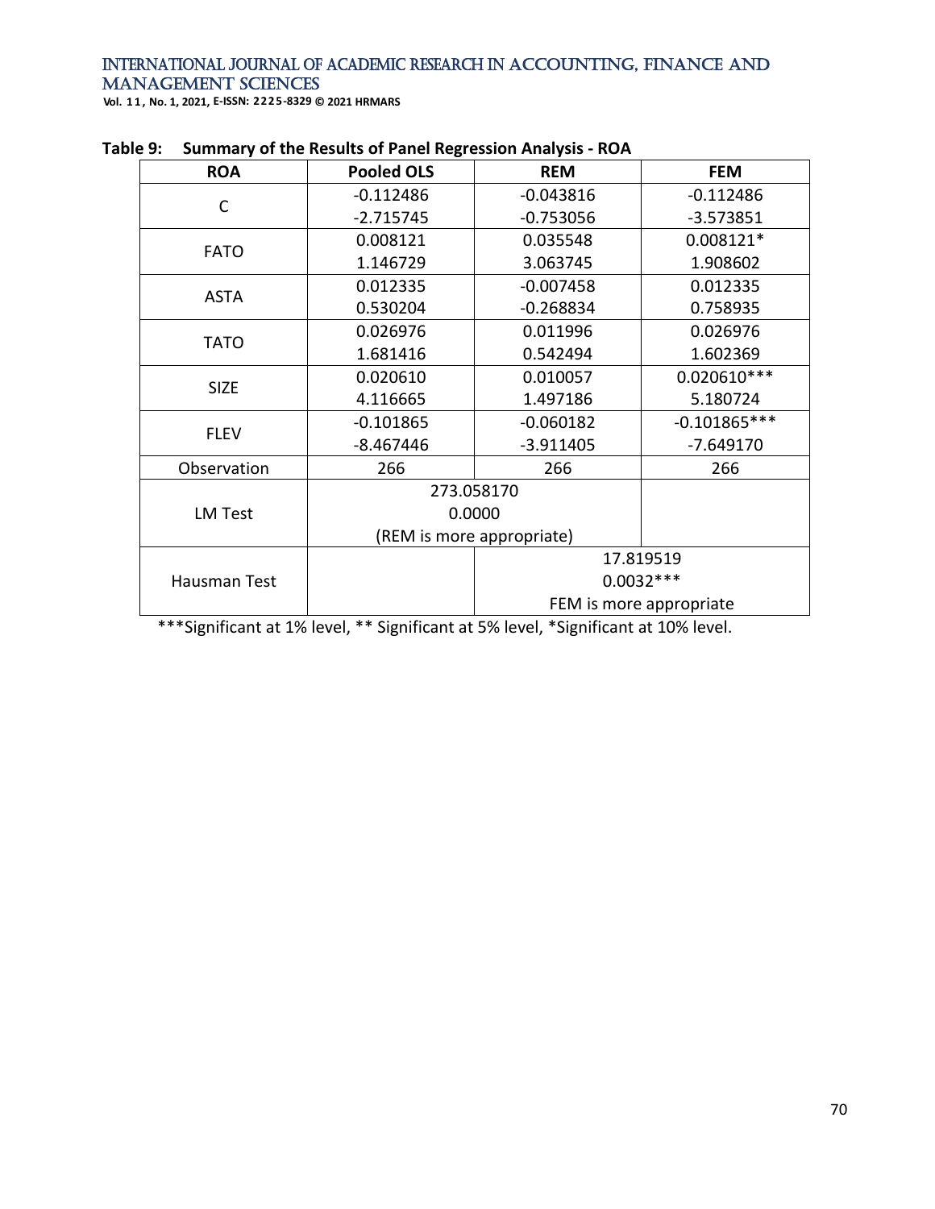**Table 9: Summary of the Results of Panel Regression Analysis - ROA**

| ROA | Pooled OLS | REM | FEM |
|---|---|---|---|
| C | -0.112486 | -0.043816 | -0.112486 |
| | -2.715745 | -0.753056 | -3.573851 |
| FATO | 0.008121 | 0.035548 | 0.008121* |
| | 1.146729 | 3.063745 | 1.908602 |
| ASTA | 0.012335 | -0.007458 | 0.012335 |
| | 0.530204 | -0.268834 | 0.758935 |
| TATO | 0.026976 | 0.011996 | 0.026976 |
| | 1.681416 | 0.542494 | 1.602369 |
| SIZE | 0.020610 | 0.010057 | 0.020610*** |
| | 4.116665 | 1.497186 | 5.180724 |
| FLEV | -0.101865 | -0.060182 | -0.101865*** |
| | -8.467446 | -3.911405 | -7.649170 |
| Observation | 266 | 266 | 266 |
| LM Test | 273.058170 | | |
| | 0.0000 | | |
| | (REM is more appropriate) | | |
| Hausman Test | | 17.819519 | |
| | | 0.0032*** | |
| | | FEM is more appropriate | |

***Significant at 1% level, ** Significant at 5% level, *Significant at 10% level.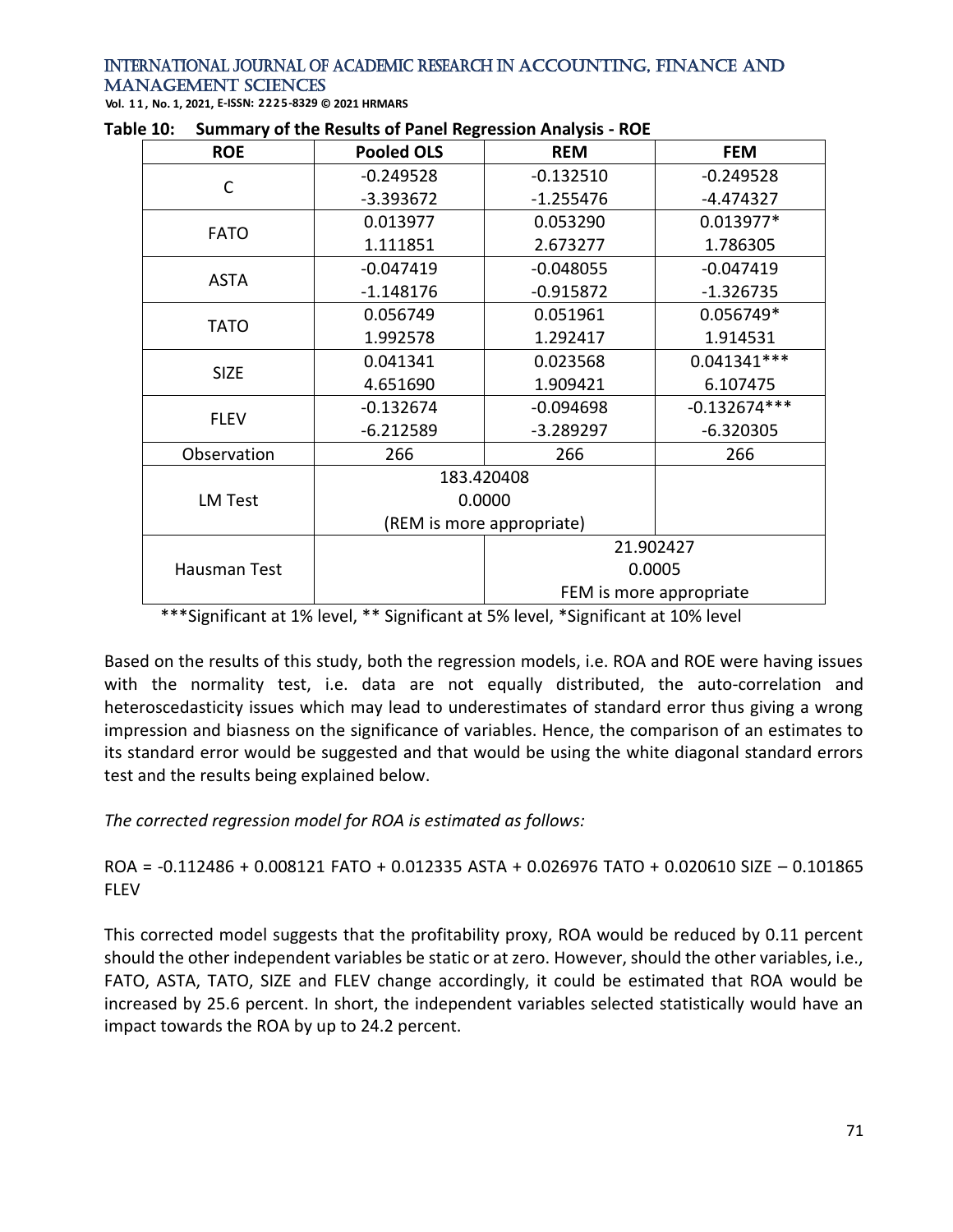**Table 10: Summary of the Results of Panel Regression Analysis - ROE**

| ROE | Pooled OLS | REM | FEM |
|---|---|---|---|
| C | -0.249528 | -0.132510 | -0.249528 |
| | -3.393672 | -1.255476 | -4.474327 |
| FATO | 0.013977 | 0.053290 | 0.013977* |
| | 1.111851 | 2.673277 | 1.786305 |
| ASTA | -0.047419 | -0.048055 | -0.047419 |
| | -1.148176 | -0.915872 | -1.326735 |
| TATO | 0.056749 | 0.051961 | 0.056749* |
| | 1.992578 | 1.292417 | 1.914531 |
| SIZE | 0.041341 | 0.023568 | 0.041341*** |
| | 4.651690 | 1.909421 | 6.107475 |
| FLEV | -0.132674 | -0.094698 | -0.132674*** |
| | -6.212589 | -3.289297 | -6.320305 |
| Observation | 266 | 266 | 266 |
| LM Test | 183.420408 | | |
| | 0.0000 | | |
| | (REM is more appropriate) | | |
| Hausman Test | | 21.902427 | |
| | | 0.0005 | |
| | | FEM is more appropriate | |

***Significant at 1% level, ** Significant at 5% level, *Significant at 10% level

Based on the results of this study, both the regression models, i.e. ROA and ROE were having issues with the normality test, i.e. data are not equally distributed, the auto-correlation and heteroscedasticity issues which may lead to underestimates of standard error thus giving a wrong impression and biasness on the significance of variables. Hence, the comparison of an estimates to its standard error would be suggested and that would be using the white diagonal standard errors test and the results being explained below.

*The corrected regression model for ROA is estimated as follows:*

$$ROA = -0.112486 + 0.008121\ FATO + 0.012335\ ASTA + 0.026976\ TATO + 0.020610\ SIZE - 0.101865\ FLEV$$

This corrected model suggests that the profitability proxy, ROA would be reduced by 0.11 percent should the other independent variables be static or at zero. However, should the other variables, i.e., FATO, ASTA, TATO, SIZE and FLEV change accordingly, it could be estimated that ROA would be increased by 25.6 percent. In short, the independent variables selected statistically would have an impact towards the ROA by up to 24.2 percent.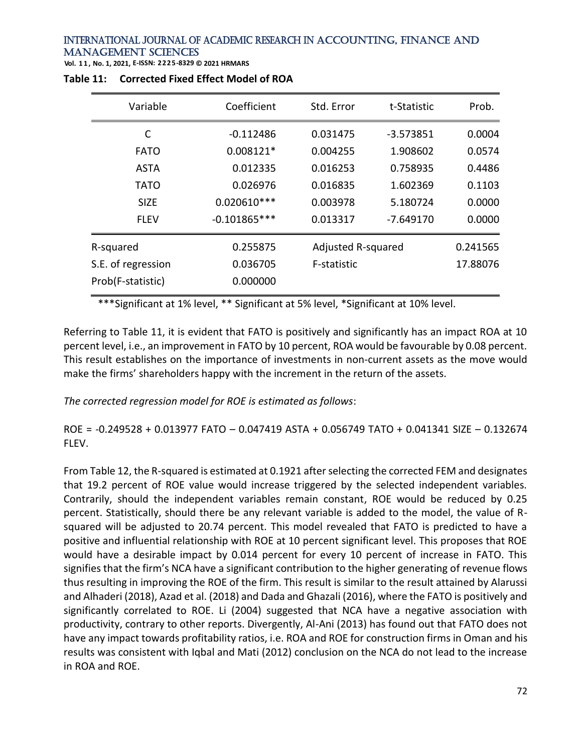**Table 11: Corrected Fixed Effect Model of ROA**

| Variable | Coefficient | Std. Error | t-Statistic | Prob. |
|---|---|---|---|---|
| C | -0.112486 | 0.031475 | -3.573851 | 0.0004 |
| FATO | 0.008121* | 0.004255 | 1.908602 | 0.0574 |
| ASTA | 0.012335 | 0.016253 | 0.758935 | 0.4486 |
| TATO | 0.026976 | 0.016835 | 1.602369 | 0.1103 |
| SIZE | 0.020610*** | 0.003978 | 5.180724 | 0.0000 |
| FLEV | -0.101865*** | 0.013317 | -7.649170 | 0.0000 |
| R-squared | 0.255875 | Adjusted R-squared | | 0.241565 |
| S.E. of regression | 0.036705 | F-statistic | | 17.88076 |
| Prob(F-statistic) | 0.000000 | | | |

***Significant at 1% level, ** Significant at 5% level, *Significant at 10% level.

Referring to Table 11, it is evident that FATO is positively and significantly has an impact ROA at 10 percent level, i.e., an improvement in FATO by 10 percent, ROA would be favourable by 0.08 percent. This result establishes on the importance of investments in non-current assets as the move would make the firms' shareholders happy with the increment in the return of the assets.

*The corrected regression model for ROE is estimated as follows*:

ROE = -0.249528 + 0.013977 FATO – 0.047419 ASTA + 0.056749 TATO + 0.041341 SIZE – 0.132674 FLEV.

From Table 12, the R-squared is estimated at 0.1921 after selecting the corrected FEM and designates that 19.2 percent of ROE value would increase triggered by the selected independent variables. Contrarily, should the independent variables remain constant, ROE would be reduced by 0.25 percent. Statistically, should there be any relevant variable is added to the model, the value of R-squared will be adjusted to 20.74 percent. This model revealed that FATO is predicted to have a positive and influential relationship with ROE at 10 percent significant level. This proposes that ROE would have a desirable impact by 0.014 percent for every 10 percent of increase in FATO. This signifies that the firm's NCA have a significant contribution to the higher generating of revenue flows thus resulting in improving the ROE of the firm. This result is similar to the result attained by Alarussi and Alhaderi (2018), Azad et al. (2018) and Dada and Ghazali (2016), where the FATO is positively and significantly correlated to ROE. Li (2004) suggested that NCA have a negative association with productivity, contrary to other reports. Divergently, Al-Ani (2013) has found out that FATO does not have any impact towards profitability ratios, i.e. ROA and ROE for construction firms in Oman and his results was consistent with Iqbal and Mati (2012) conclusion on the NCA do not lead to the increase in ROA and ROE.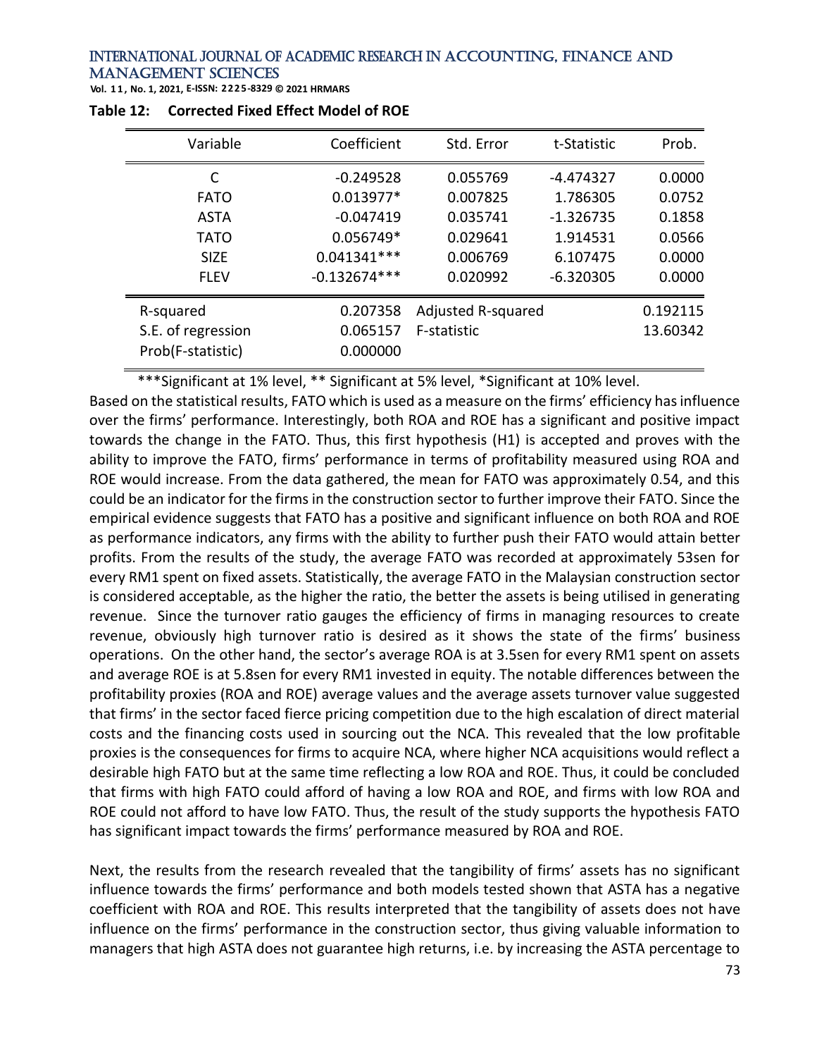**Table 12: Corrected Fixed Effect Model of ROE**

| Variable | Coefficient | Std. Error | t-Statistic | Prob. |
|---|---|---|---|---|
| C | -0.249528 | 0.055769 | -4.474327 | 0.0000 |
| FATO | 0.013977* | 0.007825 | 1.786305 | 0.0752 |
| ASTA | -0.047419 | 0.035741 | -1.326735 | 0.1858 |
| TATO | 0.056749* | 0.029641 | 1.914531 | 0.0566 |
| SIZE | 0.041341*** | 0.006769 | 6.107475 | 0.0000 |
| FLEV | -0.132674*** | 0.020992 | -6.320305 | 0.0000 |
| R-squared | 0.207358 | Adjusted R-squared | | 0.192115 |
| S.E. of regression | 0.065157 | F-statistic | | 13.60342 |
| Prob(F-statistic) | 0.000000 | | | |

***Significant at 1% level, ** Significant at 5% level, *Significant at 10% level.

Based on the statistical results, FATO which is used as a measure on the firms' efficiency has influence over the firms' performance. Interestingly, both ROA and ROE has a significant and positive impact towards the change in the FATO. Thus, this first hypothesis (H1) is accepted and proves with the ability to improve the FATO, firms' performance in terms of profitability measured using ROA and ROE would increase. From the data gathered, the mean for FATO was approximately 0.54, and this could be an indicator for the firms in the construction sector to further improve their FATO. Since the empirical evidence suggests that FATO has a positive and significant influence on both ROA and ROE as performance indicators, any firms with the ability to further push their FATO would attain better profits. From the results of the study, the average FATO was recorded at approximately 53sen for every RM1 spent on fixed assets. Statistically, the average FATO in the Malaysian construction sector is considered acceptable, as the higher the ratio, the better the assets is being utilised in generating revenue. Since the turnover ratio gauges the efficiency of firms in managing resources to create revenue, obviously high turnover ratio is desired as it shows the state of the firms' business operations. On the other hand, the sector's average ROA is at 3.5sen for every RM1 spent on assets and average ROE is at 5.8sen for every RM1 invested in equity. The notable differences between the profitability proxies (ROA and ROE) average values and the average assets turnover value suggested that firms' in the sector faced fierce pricing competition due to the high escalation of direct material costs and the financing costs used in sourcing out the NCA. This revealed that the low profitable proxies is the consequences for firms to acquire NCA, where higher NCA acquisitions would reflect a desirable high FATO but at the same time reflecting a low ROA and ROE. Thus, it could be concluded that firms with high FATO could afford of having a low ROA and ROE, and firms with low ROA and ROE could not afford to have low FATO. Thus, the result of the study supports the hypothesis FATO has significant impact towards the firms' performance measured by ROA and ROE.

Next, the results from the research revealed that the tangibility of firms' assets has no significant influence towards the firms' performance and both models tested shown that ASTA has a negative coefficient with ROA and ROE. This results interpreted that the tangibility of assets does not have influence on the firms' performance in the construction sector, thus giving valuable information to managers that high ASTA does not guarantee high returns, i.e. by increasing the ASTA percentage to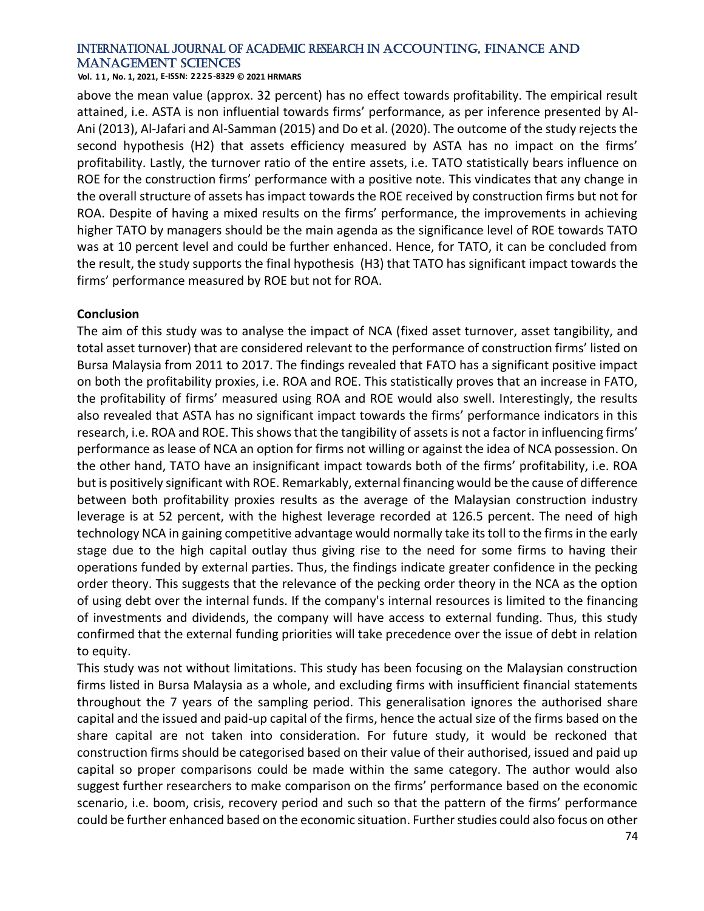above the mean value (approx. 32 percent) has no effect towards profitability. The empirical result attained, i.e. ASTA is non influential towards firms' performance, as per inference presented by Al-Ani (2013), Al-Jafari and Al-Samman (2015) and Do et al. (2020). The outcome of the study rejects the second hypothesis (H2) that assets efficiency measured by ASTA has no impact on the firms' profitability. Lastly, the turnover ratio of the entire assets, i.e. TATO statistically bears influence on ROE for the construction firms' performance with a positive note. This vindicates that any change in the overall structure of assets has impact towards the ROE received by construction firms but not for ROA. Despite of having a mixed results on the firms' performance, the improvements in achieving higher TATO by managers should be the main agenda as the significance level of ROE towards TATO was at 10 percent level and could be further enhanced. Hence, for TATO, it can be concluded from the result, the study supports the final hypothesis (H3) that TATO has significant impact towards the firms' performance measured by ROE but not for ROA.

**Conclusion**

The aim of this study was to analyse the impact of NCA (fixed asset turnover, asset tangibility, and total asset turnover) that are considered relevant to the performance of construction firms' listed on Bursa Malaysia from 2011 to 2017. The findings revealed that FATO has a significant positive impact on both the profitability proxies, i.e. ROA and ROE. This statistically proves that an increase in FATO, the profitability of firms' measured using ROA and ROE would also swell. Interestingly, the results also revealed that ASTA has no significant impact towards the firms' performance indicators in this research, i.e. ROA and ROE. This shows that the tangibility of assets is not a factor in influencing firms' performance as lease of NCA an option for firms not willing or against the idea of NCA possession. On the other hand, TATO have an insignificant impact towards both of the firms' profitability, i.e. ROA but is positively significant with ROE. Remarkably, external financing would be the cause of difference between both profitability proxies results as the average of the Malaysian construction industry leverage is at 52 percent, with the highest leverage recorded at 126.5 percent. The need of high technology NCA in gaining competitive advantage would normally take its toll to the firms in the early stage due to the high capital outlay thus giving rise to the need for some firms to having their operations funded by external parties. Thus, the findings indicate greater confidence in the pecking order theory. This suggests that the relevance of the pecking order theory in the NCA as the option of using debt over the internal funds. If the company's internal resources is limited to the financing of investments and dividends, the company will have access to external funding. Thus, this study confirmed that the external funding priorities will take precedence over the issue of debt in relation to equity.

This study was not without limitations. This study has been focusing on the Malaysian construction firms listed in Bursa Malaysia as a whole, and excluding firms with insufficient financial statements throughout the 7 years of the sampling period. This generalisation ignores the authorised share capital and the issued and paid-up capital of the firms, hence the actual size of the firms based on the share capital are not taken into consideration. For future study, it would be reckoned that construction firms should be categorised based on their value of their authorised, issued and paid up capital so proper comparisons could be made within the same category. The author would also suggest further researchers to make comparison on the firms' performance based on the economic scenario, i.e. boom, crisis, recovery period and such so that the pattern of the firms' performance could be further enhanced based on the economic situation. Further studies could also focus on other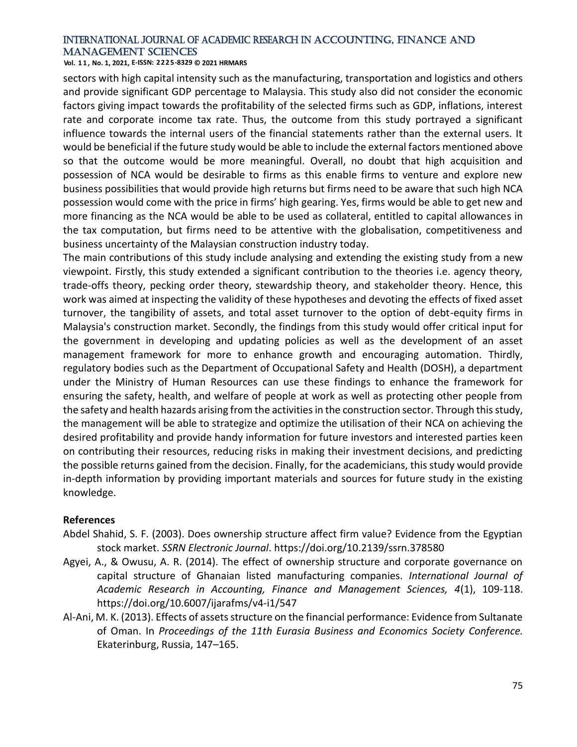sectors with high capital intensity such as the manufacturing, transportation and logistics and others and provide significant GDP percentage to Malaysia. This study also did not consider the economic factors giving impact towards the profitability of the selected firms such as GDP, inflations, interest rate and corporate income tax rate. Thus, the outcome from this study portrayed a significant influence towards the internal users of the financial statements rather than the external users. It would be beneficial if the future study would be able to include the external factors mentioned above so that the outcome would be more meaningful. Overall, no doubt that high acquisition and possession of NCA would be desirable to firms as this enable firms to venture and explore new business possibilities that would provide high returns but firms need to be aware that such high NCA possession would come with the price in firms' high gearing. Yes, firms would be able to get new and more financing as the NCA would be able to be used as collateral, entitled to capital allowances in the tax computation, but firms need to be attentive with the globalisation, competitiveness and business uncertainty of the Malaysian construction industry today.

The main contributions of this study include analysing and extending the existing study from a new viewpoint. Firstly, this study extended a significant contribution to the theories i.e. agency theory, trade-offs theory, pecking order theory, stewardship theory, and stakeholder theory. Hence, this work was aimed at inspecting the validity of these hypotheses and devoting the effects of fixed asset turnover, the tangibility of assets, and total asset turnover to the option of debt-equity firms in Malaysia's construction market. Secondly, the findings from this study would offer critical input for the government in developing and updating policies as well as the development of an asset management framework for more to enhance growth and encouraging automation. Thirdly, regulatory bodies such as the Department of Occupational Safety and Health (DOSH), a department under the Ministry of Human Resources can use these findings to enhance the framework for ensuring the safety, health, and welfare of people at work as well as protecting other people from the safety and health hazards arising from the activities in the construction sector. Through this study, the management will be able to strategize and optimize the utilisation of their NCA on achieving the desired profitability and provide handy information for future investors and interested parties keen on contributing their resources, reducing risks in making their investment decisions, and predicting the possible returns gained from the decision. Finally, for the academicians, this study would provide in-depth information by providing important materials and sources for future study in the existing knowledge.

**References**

Abdel Shahid, S. F. (2003). Does ownership structure affect firm value? Evidence from the Egyptian stock market. *SSRN Electronic Journal*. https://doi.org/10.2139/ssrn.378580

Agyei, A., & Owusu, A. R. (2014). The effect of ownership structure and corporate governance on capital structure of Ghanaian listed manufacturing companies. *International Journal of Academic Research in Accounting, Finance and Management Sciences, 4*(1), 109-118. https://doi.org/10.6007/ijarafms/v4-i1/547

Al-Ani, M. K. (2013). Effects of assets structure on the financial performance: Evidence from Sultanate of Oman. In *Proceedings of the 11th Eurasia Business and Economics Society Conference.* Ekaterinburg, Russia, 147–165.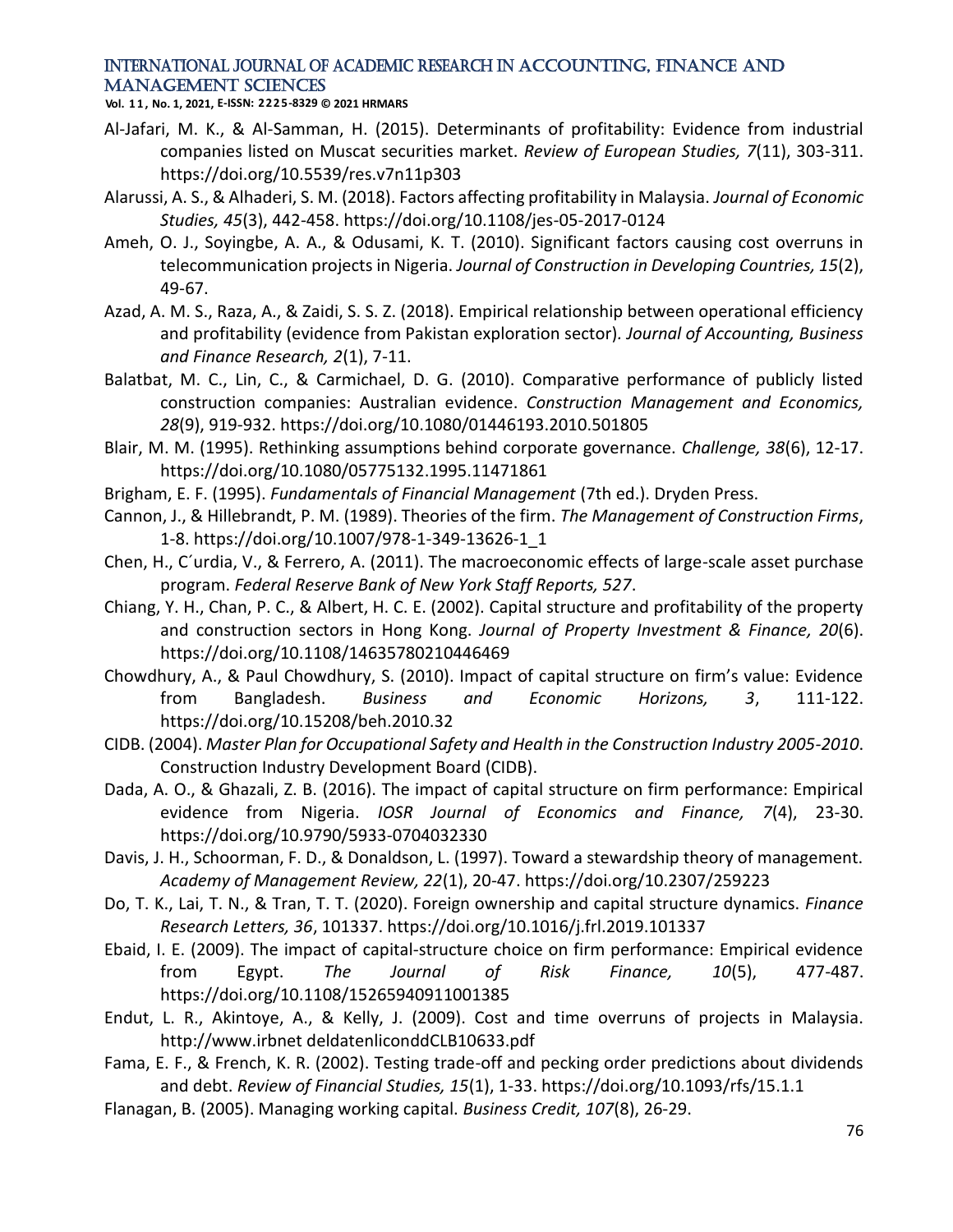Al-Jafari, M. K., & Al-Samman, H. (2015). Determinants of profitability: Evidence from industrial companies listed on Muscat securities market. *Review of European Studies, 7*(11), 303-311. https://doi.org/10.5539/res.v7n11p303

Alarussi, A. S., & Alhaderi, S. M. (2018). Factors affecting profitability in Malaysia. *Journal of Economic Studies, 45*(3), 442-458. https://doi.org/10.1108/jes-05-2017-0124

Ameh, O. J., Soyingbe, A. A., & Odusami, K. T. (2010). Significant factors causing cost overruns in telecommunication projects in Nigeria. *Journal of Construction in Developing Countries, 15*(2), 49-67.

Azad, A. M. S., Raza, A., & Zaidi, S. S. Z. (2018). Empirical relationship between operational efficiency and profitability (evidence from Pakistan exploration sector). *Journal of Accounting, Business and Finance Research, 2*(1), 7-11.

Balatbat, M. C., Lin, C., & Carmichael, D. G. (2010). Comparative performance of publicly listed construction companies: Australian evidence. *Construction Management and Economics, 28*(9), 919-932. https://doi.org/10.1080/01446193.2010.501805

Blair, M. M. (1995). Rethinking assumptions behind corporate governance. *Challenge, 38*(6), 12-17. https://doi.org/10.1080/05775132.1995.11471861

Brigham, E. F. (1995). *Fundamentals of Financial Management* (7th ed.). Dryden Press.

Cannon, J., & Hillebrandt, P. M. (1989). Theories of the firm. *The Management of Construction Firms*, 1-8. https://doi.org/10.1007/978-1-349-13626-1_1

Chen, H., C´urdia, V., & Ferrero, A. (2011). The macroeconomic effects of large-scale asset purchase program. *Federal Reserve Bank of New York Staff Reports, 527*.

Chiang, Y. H., Chan, P. C., & Albert, H. C. E. (2002). Capital structure and profitability of the property and construction sectors in Hong Kong. *Journal of Property Investment & Finance, 20*(6). https://doi.org/10.1108/14635780210446469

Chowdhury, A., & Paul Chowdhury, S. (2010). Impact of capital structure on firm's value: Evidence from Bangladesh. *Business and Economic Horizons, 3*, 111-122. https://doi.org/10.15208/beh.2010.32

CIDB. (2004). *Master Plan for Occupational Safety and Health in the Construction Industry 2005-2010*. Construction Industry Development Board (CIDB).

Dada, A. O., & Ghazali, Z. B. (2016). The impact of capital structure on firm performance: Empirical evidence from Nigeria. *IOSR Journal of Economics and Finance, 7*(4), 23-30. https://doi.org/10.9790/5933-0704032330

Davis, J. H., Schoorman, F. D., & Donaldson, L. (1997). Toward a stewardship theory of management. *Academy of Management Review, 22*(1), 20-47. https://doi.org/10.2307/259223

Do, T. K., Lai, T. N., & Tran, T. T. (2020). Foreign ownership and capital structure dynamics. *Finance Research Letters, 36*, 101337. https://doi.org/10.1016/j.frl.2019.101337

Ebaid, I. E. (2009). The impact of capital-structure choice on firm performance: Empirical evidence from Egypt. *The Journal of Risk Finance, 10*(5), 477-487. https://doi.org/10.1108/15265940911001385

Endut, L. R., Akintoye, A., & Kelly, J. (2009). Cost and time overruns of projects in Malaysia. http://www.irbnet deldatenliconddCLB10633.pdf

Fama, E. F., & French, K. R. (2002). Testing trade-off and pecking order predictions about dividends and debt. *Review of Financial Studies, 15*(1), 1-33. https://doi.org/10.1093/rfs/15.1.1

Flanagan, B. (2005). Managing working capital. *Business Credit, 107*(8), 26-29.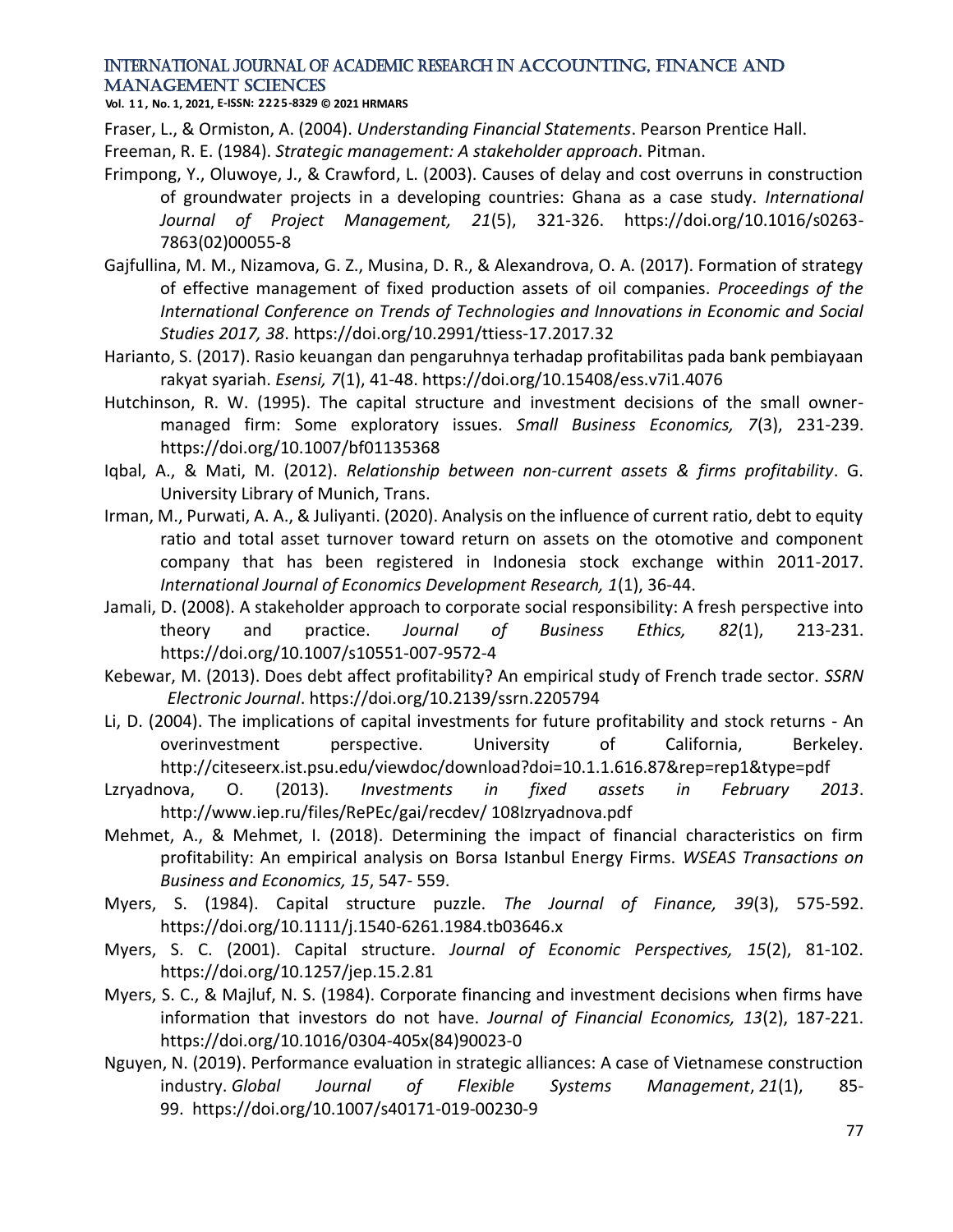Fraser, L., & Ormiston, A. (2004). *Understanding Financial Statements*. Pearson Prentice Hall.

Freeman, R. E. (1984). *Strategic management: A stakeholder approach*. Pitman.

Frimpong, Y., Oluwoye, J., & Crawford, L. (2003). Causes of delay and cost overruns in construction of groundwater projects in a developing countries: Ghana as a case study. *International Journal of Project Management, 21*(5), 321-326. https://doi.org/10.1016/s0263-7863(02)00055-8

Gajfullina, M. M., Nizamova, G. Z., Musina, D. R., & Alexandrova, O. A. (2017). Formation of strategy of effective management of fixed production assets of oil companies. *Proceedings of the International Conference on Trends of Technologies and Innovations in Economic and Social Studies 2017, 38*. https://doi.org/10.2991/ttiess-17.2017.32

Harianto, S. (2017). Rasio keuangan dan pengaruhnya terhadap profitabilitas pada bank pembiayaan rakyat syariah. *Esensi, 7*(1), 41-48. https://doi.org/10.15408/ess.v7i1.4076

Hutchinson, R. W. (1995). The capital structure and investment decisions of the small owner-managed firm: Some exploratory issues. *Small Business Economics, 7*(3), 231-239. https://doi.org/10.1007/bf01135368

Iqbal, A., & Mati, M. (2012). *Relationship between non-current assets & firms profitability*. G. University Library of Munich, Trans.

Irman, M., Purwati, A. A., & Juliyanti. (2020). Analysis on the influence of current ratio, debt to equity ratio and total asset turnover toward return on assets on the otomotive and component company that has been registered in Indonesia stock exchange within 2011-2017. *International Journal of Economics Development Research, 1*(1), 36-44.

Jamali, D. (2008). A stakeholder approach to corporate social responsibility: A fresh perspective into theory and practice. *Journal of Business Ethics, 82*(1), 213-231. https://doi.org/10.1007/s10551-007-9572-4

Kebewar, M. (2013). Does debt affect profitability? An empirical study of French trade sector. *SSRN Electronic Journal*. https://doi.org/10.2139/ssrn.2205794

Li, D. (2004). The implications of capital investments for future profitability and stock returns - An overinvestment perspective. University of California, Berkeley. http://citeseerx.ist.psu.edu/viewdoc/download?doi=10.1.1.616.87&rep=rep1&type=pdf

Lzryadnova, O. (2013). *Investments in fixed assets in February 2013*. http://www.iep.ru/files/RePEc/gai/recdev/ 108Izryadnova.pdf

Mehmet, A., & Mehmet, I. (2018). Determining the impact of financial characteristics on firm profitability: An empirical analysis on Borsa Istanbul Energy Firms. *WSEAS Transactions on Business and Economics, 15*, 547- 559.

Myers, S. (1984). Capital structure puzzle. *The Journal of Finance, 39*(3), 575-592. https://doi.org/10.1111/j.1540-6261.1984.tb03646.x

Myers, S. C. (2001). Capital structure. *Journal of Economic Perspectives, 15*(2), 81-102. https://doi.org/10.1257/jep.15.2.81

Myers, S. C., & Majluf, N. S. (1984). Corporate financing and investment decisions when firms have information that investors do not have. *Journal of Financial Economics, 13*(2), 187-221. https://doi.org/10.1016/0304-405x(84)90023-0

Nguyen, N. (2019). Performance evaluation in strategic alliances: A case of Vietnamese construction industry. *Global Journal of Flexible Systems Management*, *21*(1), 85-99. https://doi.org/10.1007/s40171-019-00230-9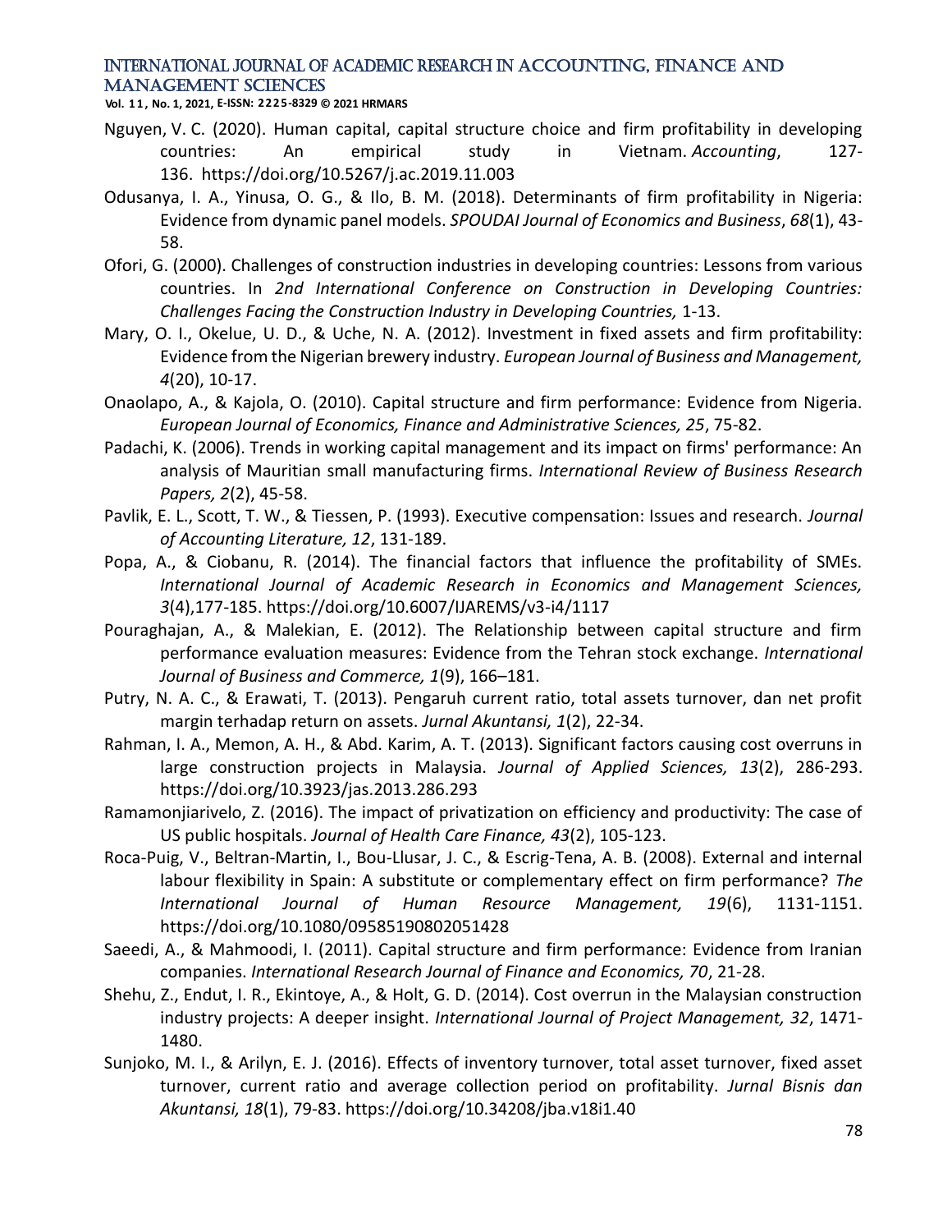Nguyen, V. C. (2020). Human capital, capital structure choice and firm profitability in developing countries: An empirical study in Vietnam. *Accounting*, 127-136. https://doi.org/10.5267/j.ac.2019.11.003

Odusanya, I. A., Yinusa, O. G., & Ilo, B. M. (2018). Determinants of firm profitability in Nigeria: Evidence from dynamic panel models. *SPOUDAI Journal of Economics and Business*, *68*(1), 43-58.

Ofori, G. (2000). Challenges of construction industries in developing countries: Lessons from various countries. In *2nd International Conference on Construction in Developing Countries: Challenges Facing the Construction Industry in Developing Countries,* 1-13.

Mary, O. I., Okelue, U. D., & Uche, N. A. (2012). Investment in fixed assets and firm profitability: Evidence from the Nigerian brewery industry. *European Journal of Business and Management, 4*(20), 10-17.

Onaolapo, A., & Kajola, O. (2010). Capital structure and firm performance: Evidence from Nigeria. *European Journal of Economics, Finance and Administrative Sciences, 25*, 75-82.

Padachi, K. (2006). Trends in working capital management and its impact on firms' performance: An analysis of Mauritian small manufacturing firms. *International Review of Business Research Papers, 2*(2), 45-58.

Pavlik, E. L., Scott, T. W., & Tiessen, P. (1993). Executive compensation: Issues and research. *Journal of Accounting Literature, 12*, 131-189.

Popa, A., & Ciobanu, R. (2014). The financial factors that influence the profitability of SMEs. *International Journal of Academic Research in Economics and Management Sciences, 3*(4),177-185. https://doi.org/10.6007/IJAREMS/v3-i4/1117

Pouraghajan, A., & Malekian, E. (2012). The Relationship between capital structure and firm performance evaluation measures: Evidence from the Tehran stock exchange. *International Journal of Business and Commerce, 1*(9), 166–181.

Putry, N. A. C., & Erawati, T. (2013). Pengaruh current ratio, total assets turnover, dan net profit margin terhadap return on assets. *Jurnal Akuntansi, 1*(2), 22-34.

Rahman, I. A., Memon, A. H., & Abd. Karim, A. T. (2013). Significant factors causing cost overruns in large construction projects in Malaysia. *Journal of Applied Sciences, 13*(2), 286-293. https://doi.org/10.3923/jas.2013.286.293

Ramamonjiarivelo, Z. (2016). The impact of privatization on efficiency and productivity: The case of US public hospitals. *Journal of Health Care Finance, 43*(2), 105-123.

Roca-Puig, V., Beltran-Martin, I., Bou-Llusar, J. C., & Escrig-Tena, A. B. (2008). External and internal labour flexibility in Spain: A substitute or complementary effect on firm performance? *The International Journal of Human Resource Management, 19*(6), 1131-1151. https://doi.org/10.1080/09585190802051428

Saeedi, A., & Mahmoodi, I. (2011). Capital structure and firm performance: Evidence from Iranian companies. *International Research Journal of Finance and Economics, 70*, 21-28.

Shehu, Z., Endut, I. R., Ekintoye, A., & Holt, G. D. (2014). Cost overrun in the Malaysian construction industry projects: A deeper insight. *International Journal of Project Management, 32*, 1471-1480.

Sunjoko, M. I., & Arilyn, E. J. (2016). Effects of inventory turnover, total asset turnover, fixed asset turnover, current ratio and average collection period on profitability. *Jurnal Bisnis dan Akuntansi, 18*(1), 79-83. https://doi.org/10.34208/jba.v18i1.40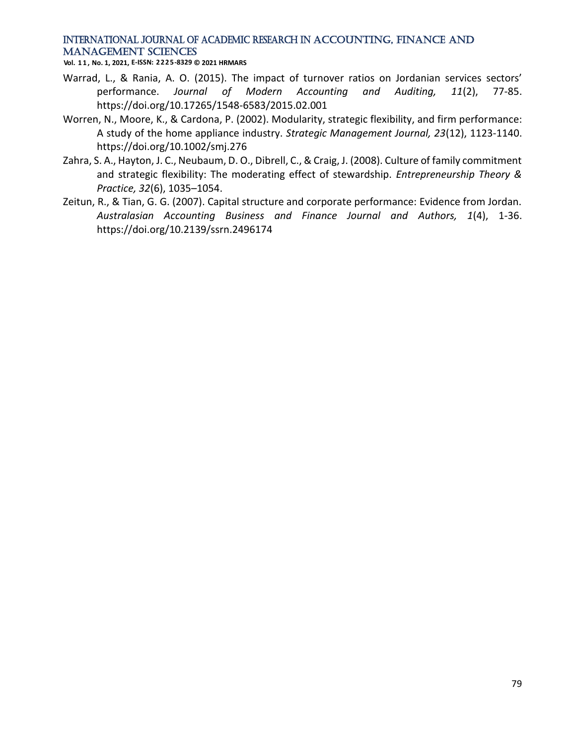Warrad, L., & Rania, A. O. (2015). The impact of turnover ratios on Jordanian services sectors' performance. *Journal of Modern Accounting and Auditing, 11*(2), 77-85. https://doi.org/10.17265/1548-6583/2015.02.001

Worren, N., Moore, K., & Cardona, P. (2002). Modularity, strategic flexibility, and firm performance: A study of the home appliance industry. *Strategic Management Journal, 23*(12), 1123-1140. https://doi.org/10.1002/smj.276

Zahra, S. A., Hayton, J. C., Neubaum, D. O., Dibrell, C., & Craig, J. (2008). Culture of family commitment and strategic flexibility: The moderating effect of stewardship. *Entrepreneurship Theory & Practice, 32*(6), 1035–1054.

Zeitun, R., & Tian, G. G. (2007). Capital structure and corporate performance: Evidence from Jordan. *Australasian Accounting Business and Finance Journal and Authors, 1*(4), 1-36. https://doi.org/10.2139/ssrn.2496174